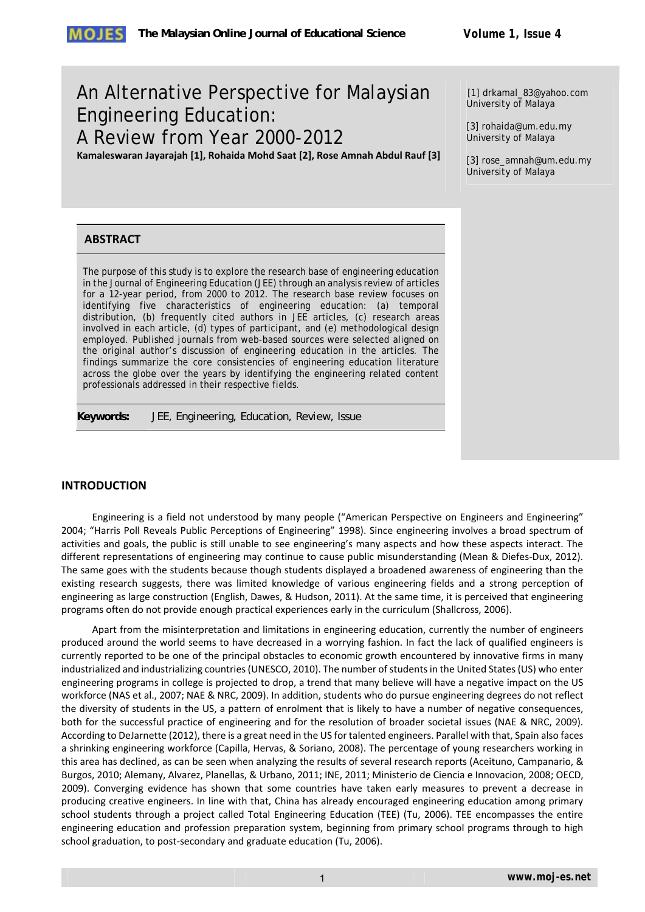# An Alternative Perspective for Malaysian Engineering Education: A Review from Year 2000-2012

**Kamaleswaran Jayarajah [1], Rohaida Mohd Saat [2], Rose Amnah Abdul Rauf [3]**

[1] drkamal_83@yahoo.com
University of Malaya

[3] rohaida@um.edu.my
University of Malaya

[3] rose_amnah@um.edu.my
University of Malaya

## ABSTRACT

The purpose of this study is to explore the research base of engineering education in the Journal of Engineering Education (JEE) through an analysis review of articles for a 12-year period, from 2000 to 2012. The research base review focuses on identifying five characteristics of engineering education: (a) temporal distribution, (b) frequently cited authors in JEE articles, (c) research areas involved in each article, (d) types of participant, and (e) methodological design employed. Published journals from web-based sources were selected aligned on the original author's discussion of engineering education in the articles. The findings summarize the core consistencies of engineering education literature across the globe over the years by identifying the engineering related content professionals addressed in their respective fields.

**Keywords:** JEE, Engineering, Education, Review, Issue

## INTRODUCTION

Engineering is a field not understood by many people ("American Perspective on Engineers and Engineering" 2004; "Harris Poll Reveals Public Perceptions of Engineering" 1998). Since engineering involves a broad spectrum of activities and goals, the public is still unable to see engineering's many aspects and how these aspects interact. The different representations of engineering may continue to cause public misunderstanding (Mean & Diefes-Dux, 2012). The same goes with the students because though students displayed a broadened awareness of engineering than the existing research suggests, there was limited knowledge of various engineering fields and a strong perception of engineering as large construction (English, Dawes, & Hudson, 2011). At the same time, it is perceived that engineering programs often do not provide enough practical experiences early in the curriculum (Shallcross, 2006).

Apart from the misinterpretation and limitations in engineering education, currently the number of engineers produced around the world seems to have decreased in a worrying fashion. In fact the lack of qualified engineers is currently reported to be one of the principal obstacles to economic growth encountered by innovative firms in many industrialized and industrializing countries (UNESCO, 2010). The number of students in the United States (US) who enter engineering programs in college is projected to drop, a trend that many believe will have a negative impact on the US workforce (NAS et al., 2007; NAE & NRC, 2009). In addition, students who do pursue engineering degrees do not reflect the diversity of students in the US, a pattern of enrolment that is likely to have a number of negative consequences, both for the successful practice of engineering and for the resolution of broader societal issues (NAE & NRC, 2009). According to DeJarnette (2012), there is a great need in the US for talented engineers. Parallel with that, Spain also faces a shrinking engineering workforce (Capilla, Hervas, & Soriano, 2008). The percentage of young researchers working in this area has declined, as can be seen when analyzing the results of several research reports (Aceituno, Campanario, & Burgos, 2010; Alemany, Alvarez, Planellas, & Urbano, 2011; INE, 2011; Ministerio de Ciencia e Innovacion, 2008; OECD, 2009). Converging evidence has shown that some countries have taken early measures to prevent a decrease in producing creative engineers. In line with that, China has already encouraged engineering education among primary school students through a project called Total Engineering Education (TEE) (Tu, 2006). TEE encompasses the entire engineering education and profession preparation system, beginning from primary school programs through to high school graduation, to post-secondary and graduate education (Tu, 2006).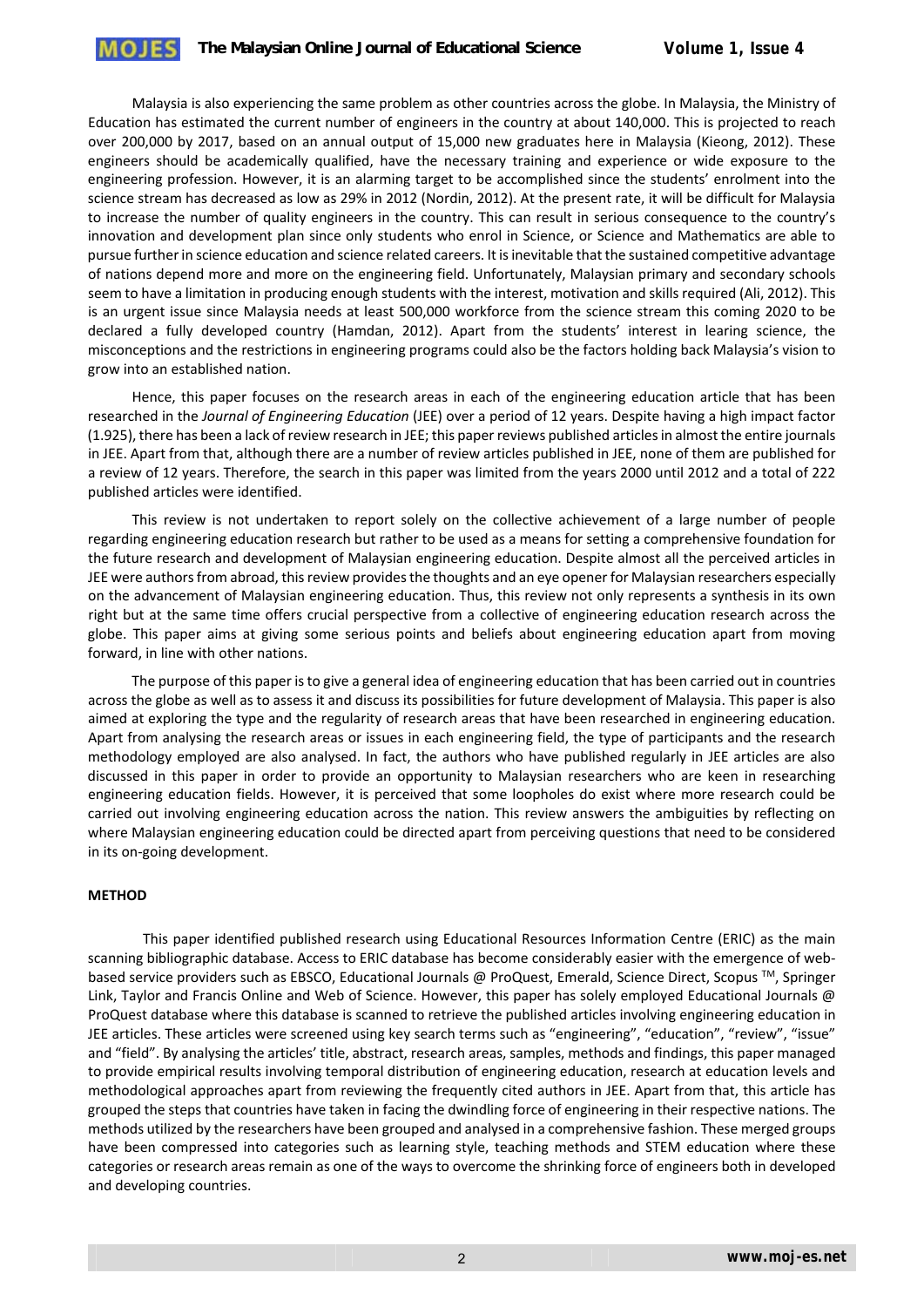Malaysia is also experiencing the same problem as other countries across the globe. In Malaysia, the Ministry of Education has estimated the current number of engineers in the country at about 140,000. This is projected to reach over 200,000 by 2017, based on an annual output of 15,000 new graduates here in Malaysia (Kieong, 2012). These engineers should be academically qualified, have the necessary training and experience or wide exposure to the engineering profession. However, it is an alarming target to be accomplished since the students' enrolment into the science stream has decreased as low as 29% in 2012 (Nordin, 2012). At the present rate, it will be difficult for Malaysia to increase the number of quality engineers in the country. This can result in serious consequence to the country's innovation and development plan since only students who enrol in Science, or Science and Mathematics are able to pursue further in science education and science related careers. It is inevitable that the sustained competitive advantage of nations depend more and more on the engineering field. Unfortunately, Malaysian primary and secondary schools seem to have a limitation in producing enough students with the interest, motivation and skills required (Ali, 2012). This is an urgent issue since Malaysia needs at least 500,000 workforce from the science stream this coming 2020 to be declared a fully developed country (Hamdan, 2012). Apart from the students' interest in learing science, the misconceptions and the restrictions in engineering programs could also be the factors holding back Malaysia's vision to grow into an established nation.

Hence, this paper focuses on the research areas in each of the engineering education article that has been researched in the *Journal of Engineering Education* (JEE) over a period of 12 years. Despite having a high impact factor (1.925), there has been a lack of review research in JEE; this paper reviews published articles in almost the entire journals in JEE. Apart from that, although there are a number of review articles published in JEE, none of them are published for a review of 12 years. Therefore, the search in this paper was limited from the years 2000 until 2012 and a total of 222 published articles were identified.

This review is not undertaken to report solely on the collective achievement of a large number of people regarding engineering education research but rather to be used as a means for setting a comprehensive foundation for the future research and development of Malaysian engineering education. Despite almost all the perceived articles in JEE were authors from abroad, this review provides the thoughts and an eye opener for Malaysian researchers especially on the advancement of Malaysian engineering education. Thus, this review not only represents a synthesis in its own right but at the same time offers crucial perspective from a collective of engineering education research across the globe. This paper aims at giving some serious points and beliefs about engineering education apart from moving forward, in line with other nations.

The purpose of this paper is to give a general idea of engineering education that has been carried out in countries across the globe as well as to assess it and discuss its possibilities for future development of Malaysia. This paper is also aimed at exploring the type and the regularity of research areas that have been researched in engineering education. Apart from analysing the research areas or issues in each engineering field, the type of participants and the research methodology employed are also analysed. In fact, the authors who have published regularly in JEE articles are also discussed in this paper in order to provide an opportunity to Malaysian researchers who are keen in researching engineering education fields. However, it is perceived that some loopholes do exist where more research could be carried out involving engineering education across the nation. This review answers the ambiguities by reflecting on where Malaysian engineering education could be directed apart from perceiving questions that need to be considered in its on-going development.

**METHOD**

This paper identified published research using Educational Resources Information Centre (ERIC) as the main scanning bibliographic database. Access to ERIC database has become considerably easier with the emergence of web-based service providers such as EBSCO, Educational Journals @ ProQuest, Emerald, Science Direct, Scopus ™, Springer Link, Taylor and Francis Online and Web of Science. However, this paper has solely employed Educational Journals @ ProQuest database where this database is scanned to retrieve the published articles involving engineering education in JEE articles. These articles were screened using key search terms such as "engineering", "education", "review", "issue" and "field". By analysing the articles' title, abstract, research areas, samples, methods and findings, this paper managed to provide empirical results involving temporal distribution of engineering education, research at education levels and methodological approaches apart from reviewing the frequently cited authors in JEE. Apart from that, this article has grouped the steps that countries have taken in facing the dwindling force of engineering in their respective nations. The methods utilized by the researchers have been grouped and analysed in a comprehensive fashion. These merged groups have been compressed into categories such as learning style, teaching methods and STEM education where these categories or research areas remain as one of the ways to overcome the shrinking force of engineers both in developed and developing countries.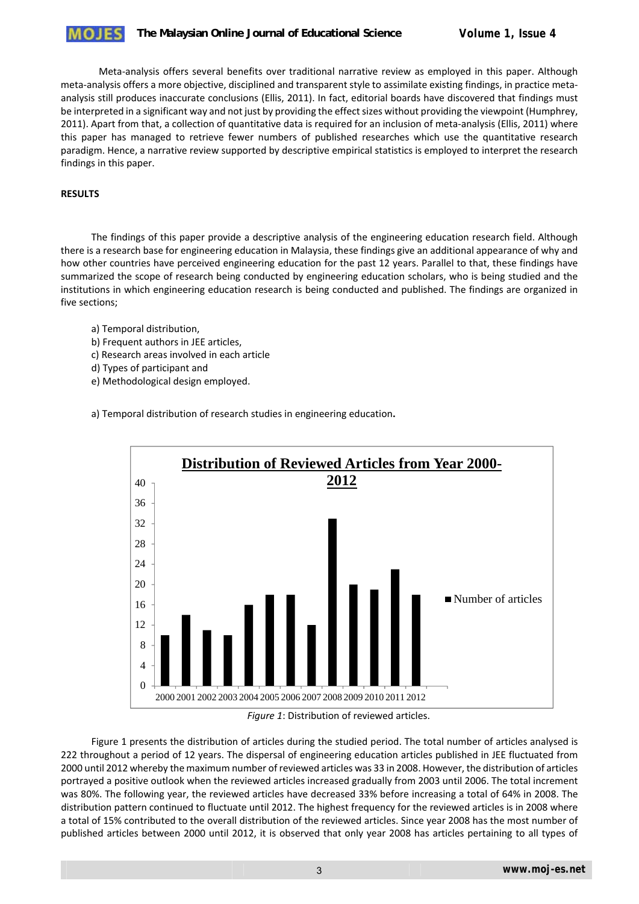Meta-analysis offers several benefits over traditional narrative review as employed in this paper. Although meta-analysis offers a more objective, disciplined and transparent style to assimilate existing findings, in practice meta-analysis still produces inaccurate conclusions (Ellis, 2011). In fact, editorial boards have discovered that findings must be interpreted in a significant way and not just by providing the effect sizes without providing the viewpoint (Humphrey, 2011). Apart from that, a collection of quantitative data is required for an inclusion of meta-analysis (Ellis, 2011) where this paper has managed to retrieve fewer numbers of published researches which use the quantitative research paradigm. Hence, a narrative review supported by descriptive empirical statistics is employed to interpret the research findings in this paper.

**RESULTS**

The findings of this paper provide a descriptive analysis of the engineering education research field. Although there is a research base for engineering education in Malaysia, these findings give an additional appearance of why and how other countries have perceived engineering education for the past 12 years. Parallel to that, these findings have summarized the scope of research being conducted by engineering education scholars, who is being studied and the institutions in which engineering education research is being conducted and published. The findings are organized in five sections;

a) Temporal distribution,
b) Frequent authors in JEE articles,
c) Research areas involved in each article
d) Types of participant and
e) Methodological design employed.

a) Temporal distribution of research studies in engineering education**.**

**Distribution of Reviewed Articles from Year 2000-2012**

| Year | Number of articles |
|---|---|
| 2000 | 10 |
| 2001 | 14 |
| 2002 | 11 |
| 2003 | 10 |
| 2004 | 16 |
| 2005 | 18 |
| 2006 | 18 |
| 2007 | 12 |
| 2008 | 33 |
| 2009 | 20 |
| 2010 | 19 |
| 2011 | 23 |
| 2012 | 18 |

*Figure 1*: Distribution of reviewed articles.

Figure 1 presents the distribution of articles during the studied period. The total number of articles analysed is 222 throughout a period of 12 years. The dispersal of engineering education articles published in JEE fluctuated from 2000 until 2012 whereby the maximum number of reviewed articles was 33 in 2008. However, the distribution of articles portrayed a positive outlook when the reviewed articles increased gradually from 2003 until 2006. The total increment was 80%. The following year, the reviewed articles have decreased 33% before increasing a total of 64% in 2008. The distribution pattern continued to fluctuate until 2012. The highest frequency for the reviewed articles is in 2008 where a total of 15% contributed to the overall distribution of the reviewed articles. Since year 2008 has the most number of published articles between 2000 until 2012, it is observed that only year 2008 has articles pertaining to all types of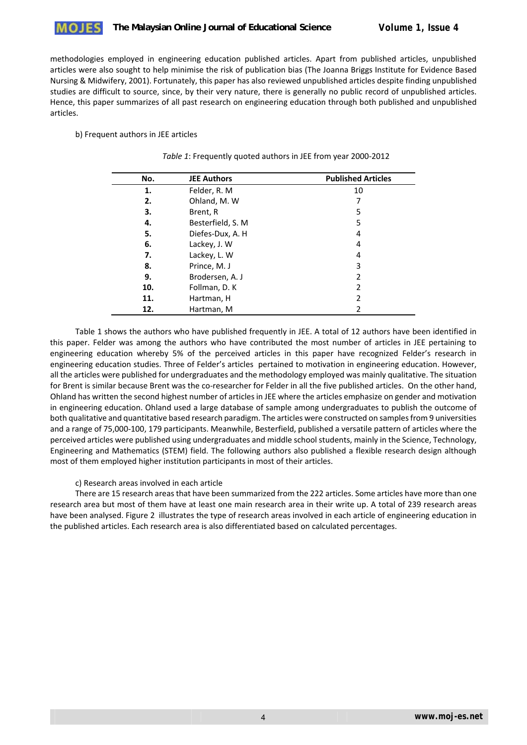methodologies employed in engineering education published articles. Apart from published articles, unpublished articles were also sought to help minimise the risk of publication bias (The Joanna Briggs Institute for Evidence Based Nursing & Midwifery, 2001). Fortunately, this paper has also reviewed unpublished articles despite finding unpublished studies are difficult to source, since, by their very nature, there is generally no public record of unpublished articles. Hence, this paper summarizes of all past research on engineering education through both published and unpublished articles.

b) Frequent authors in JEE articles

*Table 1*: Frequently quoted authors in JEE from year 2000-2012

| No. | JEE Authors | Published Articles |
|---|---|---|
| 1. | Felder, R. M | 10 |
| 2. | Ohland, M. W | 7 |
| 3. | Brent, R | 5 |
| 4. | Besterfield, S. M | 5 |
| 5. | Diefes-Dux, A. H | 4 |
| 6. | Lackey, J. W | 4 |
| 7. | Lackey, L. W | 4 |
| 8. | Prince, M. J | 3 |
| 9. | Brodersen, A. J | 2 |
| 10. | Follman, D. K | 2 |
| 11. | Hartman, H | 2 |
| 12. | Hartman, M | 2 |

Table 1 shows the authors who have published frequently in JEE. A total of 12 authors have been identified in this paper. Felder was among the authors who have contributed the most number of articles in JEE pertaining to engineering education whereby 5% of the perceived articles in this paper have recognized Felder's research in engineering education studies. Three of Felder's articles pertained to motivation in engineering education. However, all the articles were published for undergraduates and the methodology employed was mainly qualitative. The situation for Brent is similar because Brent was the co-researcher for Felder in all the five published articles. On the other hand, Ohland has written the second highest number of articles in JEE where the articles emphasize on gender and motivation in engineering education. Ohland used a large database of sample among undergraduates to publish the outcome of both qualitative and quantitative based research paradigm. The articles were constructed on samples from 9 universities and a range of 75,000-100, 179 participants. Meanwhile, Besterfield, published a versatile pattern of articles where the perceived articles were published using undergraduates and middle school students, mainly in the Science, Technology, Engineering and Mathematics (STEM) field. The following authors also published a flexible research design although most of them employed higher institution participants in most of their articles.

c) Research areas involved in each article

There are 15 research areas that have been summarized from the 222 articles. Some articles have more than one research area but most of them have at least one main research area in their write up. A total of 239 research areas have been analysed. Figure 2 illustrates the type of research areas involved in each article of engineering education in the published articles. Each research area is also differentiated based on calculated percentages.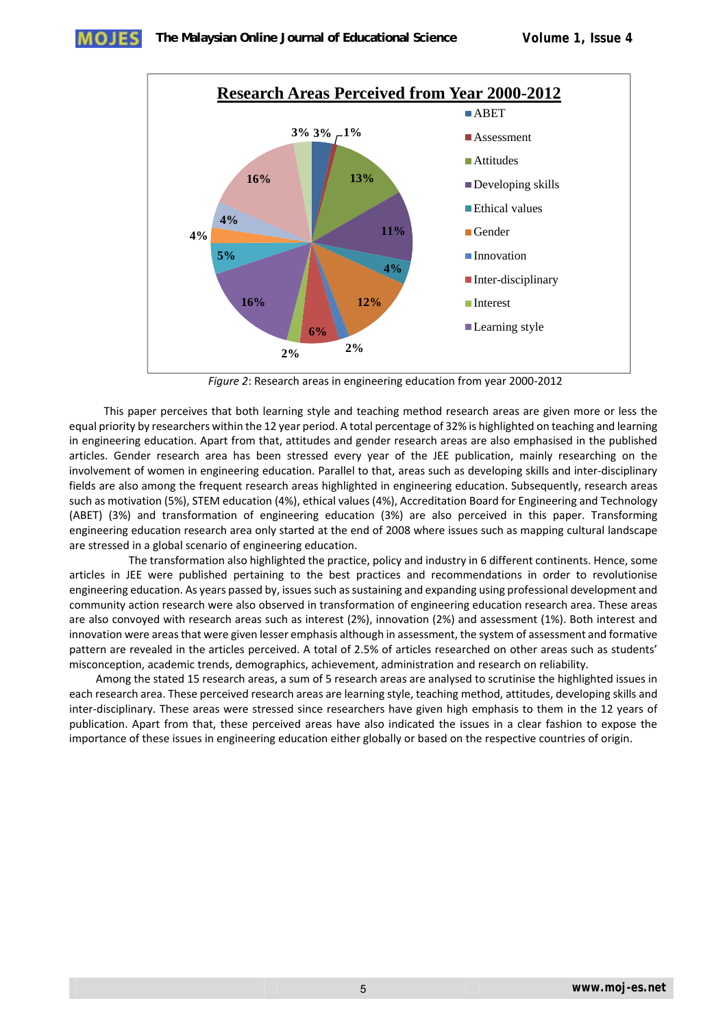Figure 2: Research areas in engineering education from year 2000-2012

This paper perceives that both learning style and teaching method research areas are given more or less the equal priority by researchers within the 12 year period. A total percentage of 32% is highlighted on teaching and learning in engineering education. Apart from that, attitudes and gender research areas are also emphasised in the published articles. Gender research area has been stressed every year of the JEE publication, mainly researching on the involvement of women in engineering education. Parallel to that, areas such as developing skills and inter-disciplinary fields are also among the frequent research areas highlighted in engineering education. Subsequently, research areas such as motivation (5%), STEM education (4%), ethical values (4%), Accreditation Board for Engineering and Technology (ABET) (3%) and transformation of engineering education (3%) are also perceived in this paper. Transforming engineering education research area only started at the end of 2008 where issues such as mapping cultural landscape are stressed in a global scenario of engineering education.

The transformation also highlighted the practice, policy and industry in 6 different continents. Hence, some articles in JEE were published pertaining to the best practices and recommendations in order to revolutionise engineering education. As years passed by, issues such as sustaining and expanding using professional development and community action research were also observed in transformation of engineering education research area. These areas are also convoyed with research areas such as interest (2%), innovation (2%) and assessment (1%). Both interest and innovation were areas that were given lesser emphasis although in assessment, the system of assessment and formative pattern are revealed in the articles perceived. A total of 2.5% of articles researched on other areas such as students' misconception, academic trends, demographics, achievement, administration and research on reliability.

Among the stated 15 research areas, a sum of 5 research areas are analysed to scrutinise the highlighted issues in each research area. These perceived research areas are learning style, teaching method, attitudes, developing skills and inter-disciplinary. These areas were stressed since researchers have given high emphasis to them in the 12 years of publication. Apart from that, these perceived areas have also indicated the issues in a clear fashion to expose the importance of these issues in engineering education either globally or based on the respective countries of origin.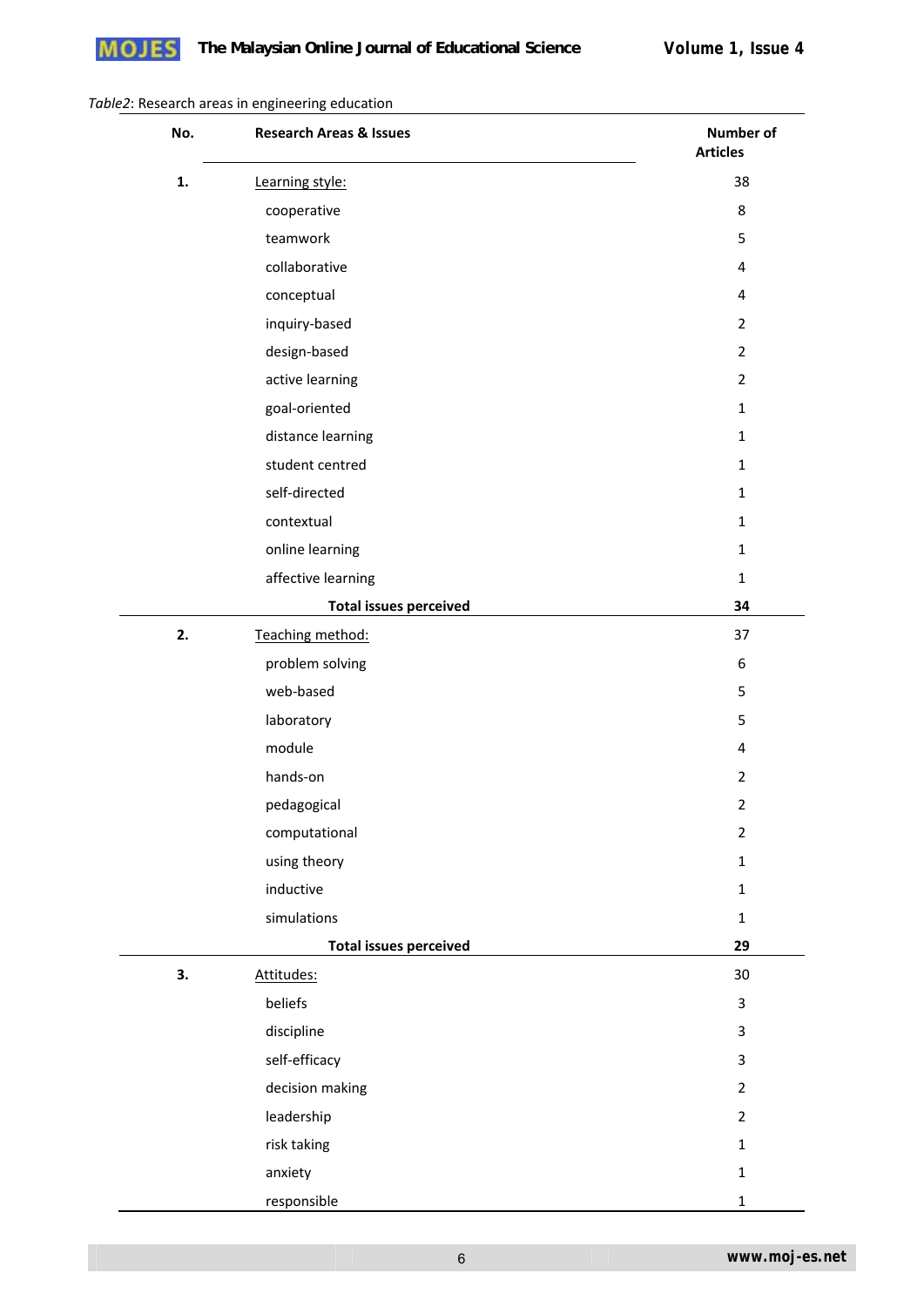*Table2*: Research areas in engineering education

| No. | Research Areas & Issues | Number of Articles |
|---|---|---|
| **1.** | Learning style: | 38 |
| | cooperative | 8 |
| | teamwork | 5 |
| | collaborative | 4 |
| | conceptual | 4 |
| | inquiry-based | 2 |
| | design-based | 2 |
| | active learning | 2 |
| | goal-oriented | 1 |
| | distance learning | 1 |
| | student centred | 1 |
| | self-directed | 1 |
| | contextual | 1 |
| | online learning | 1 |
| | affective learning | 1 |
| | **Total issues perceived** | **34** |
| **2.** | Teaching method: | 37 |
| | problem solving | 6 |
| | web-based | 5 |
| | laboratory | 5 |
| | module | 4 |
| | hands-on | 2 |
| | pedagogical | 2 |
| | computational | 2 |
| | using theory | 1 |
| | inductive | 1 |
| | simulations | 1 |
| | **Total issues perceived** | **29** |
| **3.** | Attitudes: | 30 |
| | beliefs | 3 |
| | discipline | 3 |
| | self-efficacy | 3 |
| | decision making | 2 |
| | leadership | 2 |
| | risk taking | 1 |
| | anxiety | 1 |
| | responsible | 1 |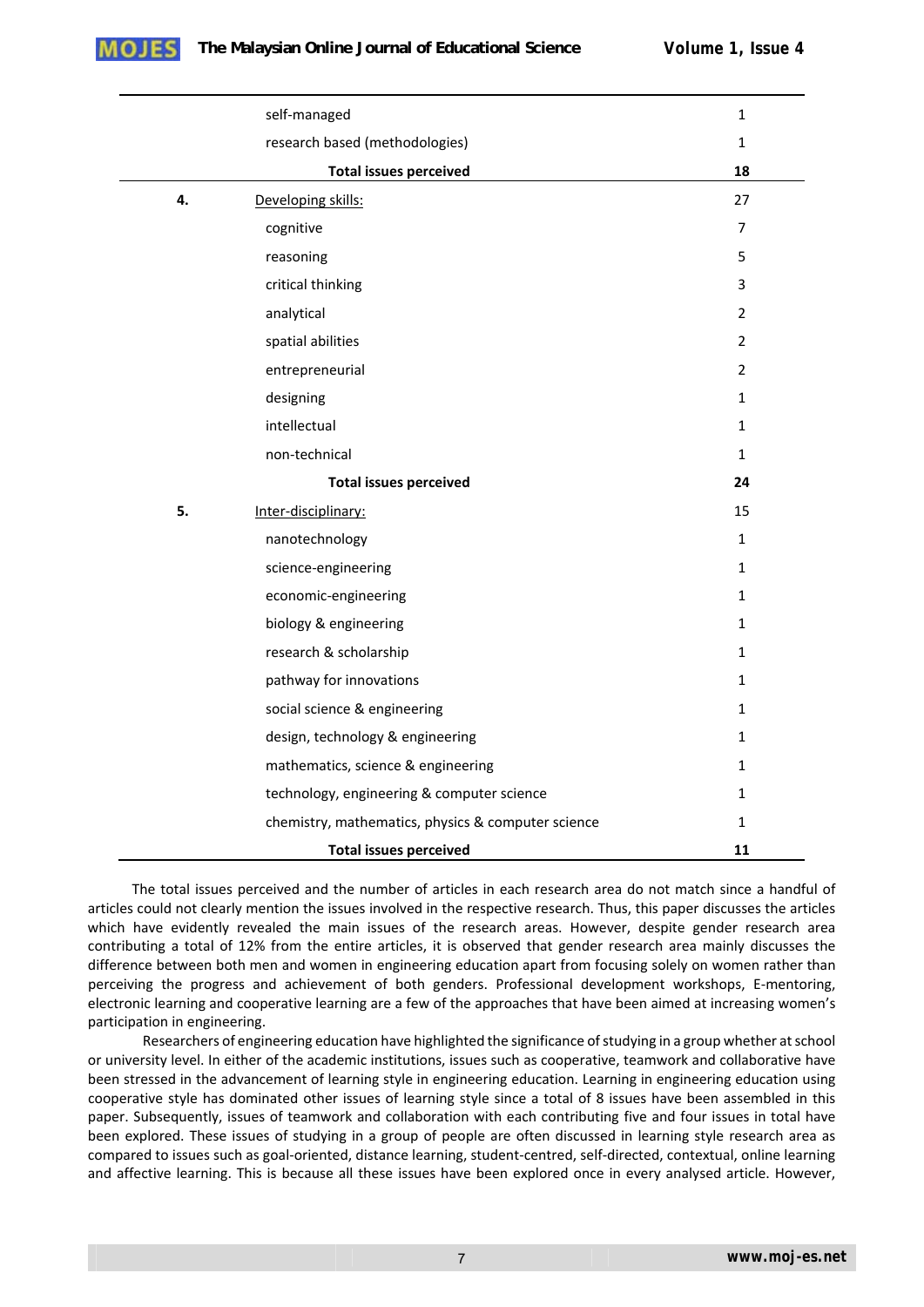| | | |
|---|---|---|
| | self-managed | 1 |
| | research based (methodologies) | 1 |
| | **Total issues perceived** | **18** |
| **4.** | Developing skills: | 27 |
| | cognitive | 7 |
| | reasoning | 5 |
| | critical thinking | 3 |
| | analytical | 2 |
| | spatial abilities | 2 |
| | entrepreneurial | 2 |
| | designing | 1 |
| | intellectual | 1 |
| | non-technical | 1 |
| | **Total issues perceived** | **24** |
| **5.** | Inter-disciplinary: | 15 |
| | nanotechnology | 1 |
| | science-engineering | 1 |
| | economic-engineering | 1 |
| | biology & engineering | 1 |
| | research & scholarship | 1 |
| | pathway for innovations | 1 |
| | social science & engineering | 1 |
| | design, technology & engineering | 1 |
| | mathematics, science & engineering | 1 |
| | technology, engineering & computer science | 1 |
| | chemistry, mathematics, physics & computer science | 1 |
| | **Total issues perceived** | **11** |

The total issues perceived and the number of articles in each research area do not match since a handful of articles could not clearly mention the issues involved in the respective research. Thus, this paper discusses the articles which have evidently revealed the main issues of the research areas. However, despite gender research area contributing a total of 12% from the entire articles, it is observed that gender research area mainly discusses the difference between both men and women in engineering education apart from focusing solely on women rather than perceiving the progress and achievement of both genders. Professional development workshops, E-mentoring, electronic learning and cooperative learning are a few of the approaches that have been aimed at increasing women's participation in engineering.

Researchers of engineering education have highlighted the significance of studying in a group whether at school or university level. In either of the academic institutions, issues such as cooperative, teamwork and collaborative have been stressed in the advancement of learning style in engineering education. Learning in engineering education using cooperative style has dominated other issues of learning style since a total of 8 issues have been assembled in this paper. Subsequently, issues of teamwork and collaboration with each contributing five and four issues in total have been explored. These issues of studying in a group of people are often discussed in learning style research area as compared to issues such as goal-oriented, distance learning, student-centred, self-directed, contextual, online learning and affective learning. This is because all these issues have been explored once in every analysed article. However,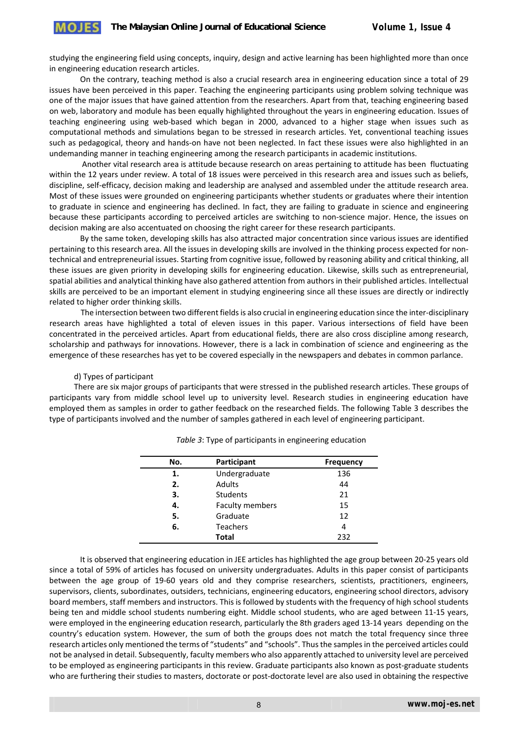studying the engineering field using concepts, inquiry, design and active learning has been highlighted more than once in engineering education research articles.

On the contrary, teaching method is also a crucial research area in engineering education since a total of 29 issues have been perceived in this paper. Teaching the engineering participants using problem solving technique was one of the major issues that have gained attention from the researchers. Apart from that, teaching engineering based on web, laboratory and module has been equally highlighted throughout the years in engineering education. Issues of teaching engineering using web-based which began in 2000, advanced to a higher stage when issues such as computational methods and simulations began to be stressed in research articles. Yet, conventional teaching issues such as pedagogical, theory and hands-on have not been neglected. In fact these issues were also highlighted in an undemanding manner in teaching engineering among the research participants in academic institutions.

Another vital research area is attitude because research on areas pertaining to attitude has been fluctuating within the 12 years under review. A total of 18 issues were perceived in this research area and issues such as beliefs, discipline, self-efficacy, decision making and leadership are analysed and assembled under the attitude research area. Most of these issues were grounded on engineering participants whether students or graduates where their intention to graduate in science and engineering has declined. In fact, they are failing to graduate in science and engineering because these participants according to perceived articles are switching to non-science major. Hence, the issues on decision making are also accentuated on choosing the right career for these research participants.

By the same token, developing skills has also attracted major concentration since various issues are identified pertaining to this research area. All the issues in developing skills are involved in the thinking process expected for non-technical and entrepreneurial issues. Starting from cognitive issue, followed by reasoning ability and critical thinking, all these issues are given priority in developing skills for engineering education. Likewise, skills such as entrepreneurial, spatial abilities and analytical thinking have also gathered attention from authors in their published articles. Intellectual skills are perceived to be an important element in studying engineering since all these issues are directly or indirectly related to higher order thinking skills.

The intersection between two different fields is also crucial in engineering education since the inter-disciplinary research areas have highlighted a total of eleven issues in this paper. Various intersections of field have been concentrated in the perceived articles. Apart from educational fields, there are also cross discipline among research, scholarship and pathways for innovations. However, there is a lack in combination of science and engineering as the emergence of these researches has yet to be covered especially in the newspapers and debates in common parlance.

d) Types of participant

There are six major groups of participants that were stressed in the published research articles. These groups of participants vary from middle school level up to university level. Research studies in engineering education have employed them as samples in order to gather feedback on the researched fields. The following Table 3 describes the type of participants involved and the number of samples gathered in each level of engineering participant.

*Table 3*: Type of participants in engineering education

| No. | Participant | Frequency |
|---|---|---|
| 1. | Undergraduate | 136 |
| 2. | Adults | 44 |
| 3. | Students | 21 |
| 4. | Faculty members | 15 |
| 5. | Graduate | 12 |
| 6. | Teachers | 4 |
| | **Total** | 232 |

It is observed that engineering education in JEE articles has highlighted the age group between 20-25 years old since a total of 59% of articles has focused on university undergraduates. Adults in this paper consist of participants between the age group of 19-60 years old and they comprise researchers, scientists, practitioners, engineers, supervisors, clients, subordinates, outsiders, technicians, engineering educators, engineering school directors, advisory board members, staff members and instructors. This is followed by students with the frequency of high school students being ten and middle school students numbering eight. Middle school students, who are aged between 11-15 years, were employed in the engineering education research, particularly the 8th graders aged 13-14 years depending on the country's education system. However, the sum of both the groups does not match the total frequency since three research articles only mentioned the terms of "students" and "schools". Thus the samples in the perceived articles could not be analysed in detail. Subsequently, faculty members who also apparently attached to university level are perceived to be employed as engineering participants in this review. Graduate participants also known as post-graduate students who are furthering their studies to masters, doctorate or post-doctorate level are also used in obtaining the respective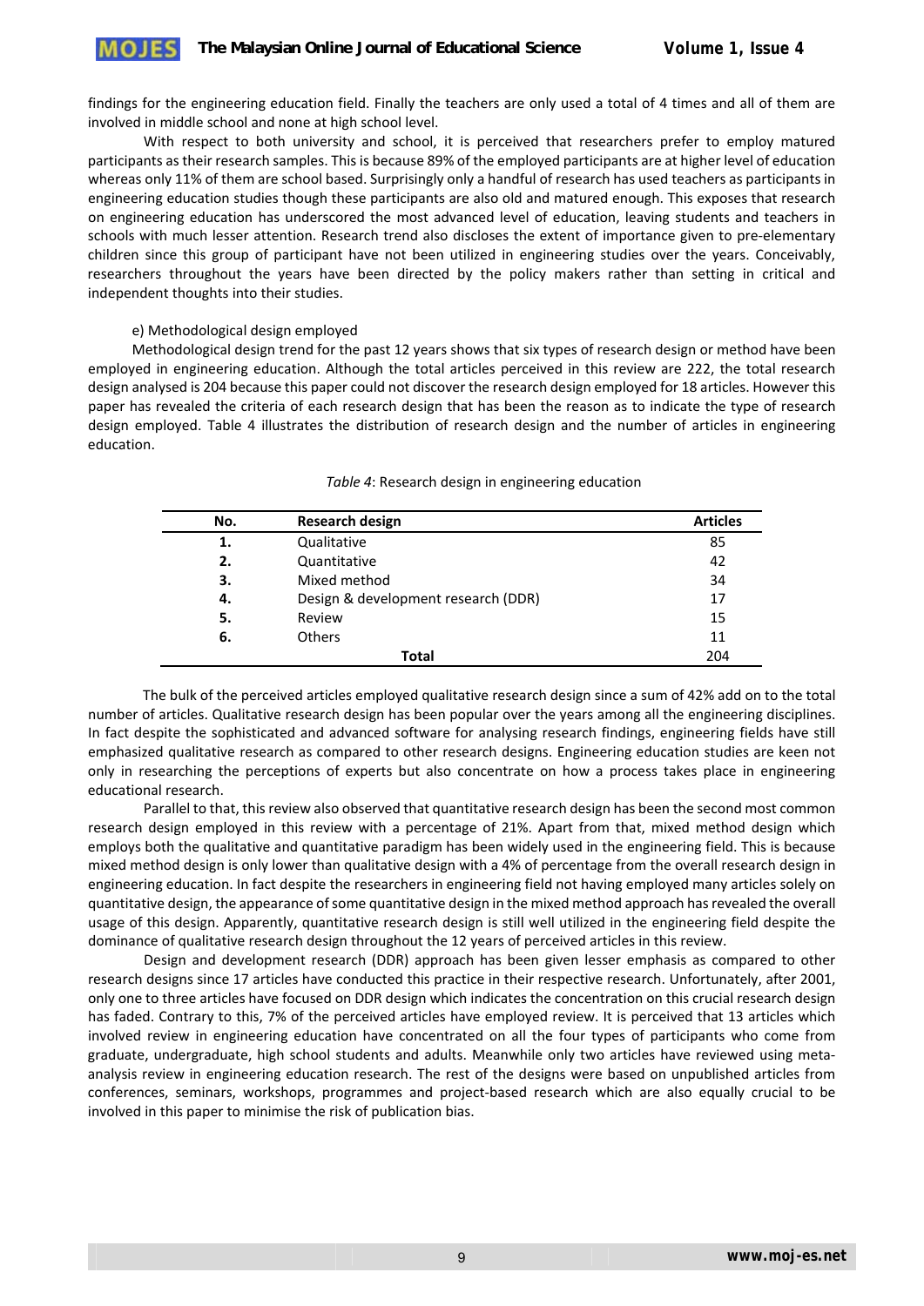findings for the engineering education field. Finally the teachers are only used a total of 4 times and all of them are involved in middle school and none at high school level.

With respect to both university and school, it is perceived that researchers prefer to employ matured participants as their research samples. This is because 89% of the employed participants are at higher level of education whereas only 11% of them are school based. Surprisingly only a handful of research has used teachers as participants in engineering education studies though these participants are also old and matured enough. This exposes that research on engineering education has underscored the most advanced level of education, leaving students and teachers in schools with much lesser attention. Research trend also discloses the extent of importance given to pre-elementary children since this group of participant have not been utilized in engineering studies over the years. Conceivably, researchers throughout the years have been directed by the policy makers rather than setting in critical and independent thoughts into their studies.

e) Methodological design employed

Methodological design trend for the past 12 years shows that six types of research design or method have been employed in engineering education. Although the total articles perceived in this review are 222, the total research design analysed is 204 because this paper could not discover the research design employed for 18 articles. However this paper has revealed the criteria of each research design that has been the reason as to indicate the type of research design employed. Table 4 illustrates the distribution of research design and the number of articles in engineering education.

*Table 4*: Research design in engineering education

| No. | Research design | Articles |
|---|---|---|
| 1. | Qualitative | 85 |
| 2. | Quantitative | 42 |
| 3. | Mixed method | 34 |
| 4. | Design & development research (DDR) | 17 |
| 5. | Review | 15 |
| 6. | Others | 11 |
| | **Total** | 204 |

The bulk of the perceived articles employed qualitative research design since a sum of 42% add on to the total number of articles. Qualitative research design has been popular over the years among all the engineering disciplines. In fact despite the sophisticated and advanced software for analysing research findings, engineering fields have still emphasized qualitative research as compared to other research designs. Engineering education studies are keen not only in researching the perceptions of experts but also concentrate on how a process takes place in engineering educational research.

Parallel to that, this review also observed that quantitative research design has been the second most common research design employed in this review with a percentage of 21%. Apart from that, mixed method design which employs both the qualitative and quantitative paradigm has been widely used in the engineering field. This is because mixed method design is only lower than qualitative design with a 4% of percentage from the overall research design in engineering education. In fact despite the researchers in engineering field not having employed many articles solely on quantitative design, the appearance of some quantitative design in the mixed method approach has revealed the overall usage of this design. Apparently, quantitative research design is still well utilized in the engineering field despite the dominance of qualitative research design throughout the 12 years of perceived articles in this review.

Design and development research (DDR) approach has been given lesser emphasis as compared to other research designs since 17 articles have conducted this practice in their respective research. Unfortunately, after 2001, only one to three articles have focused on DDR design which indicates the concentration on this crucial research design has faded. Contrary to this, 7% of the perceived articles have employed review. It is perceived that 13 articles which involved review in engineering education have concentrated on all the four types of participants who come from graduate, undergraduate, high school students and adults. Meanwhile only two articles have reviewed using meta-analysis review in engineering education research. The rest of the designs were based on unpublished articles from conferences, seminars, workshops, programmes and project-based research which are also equally crucial to be involved in this paper to minimise the risk of publication bias.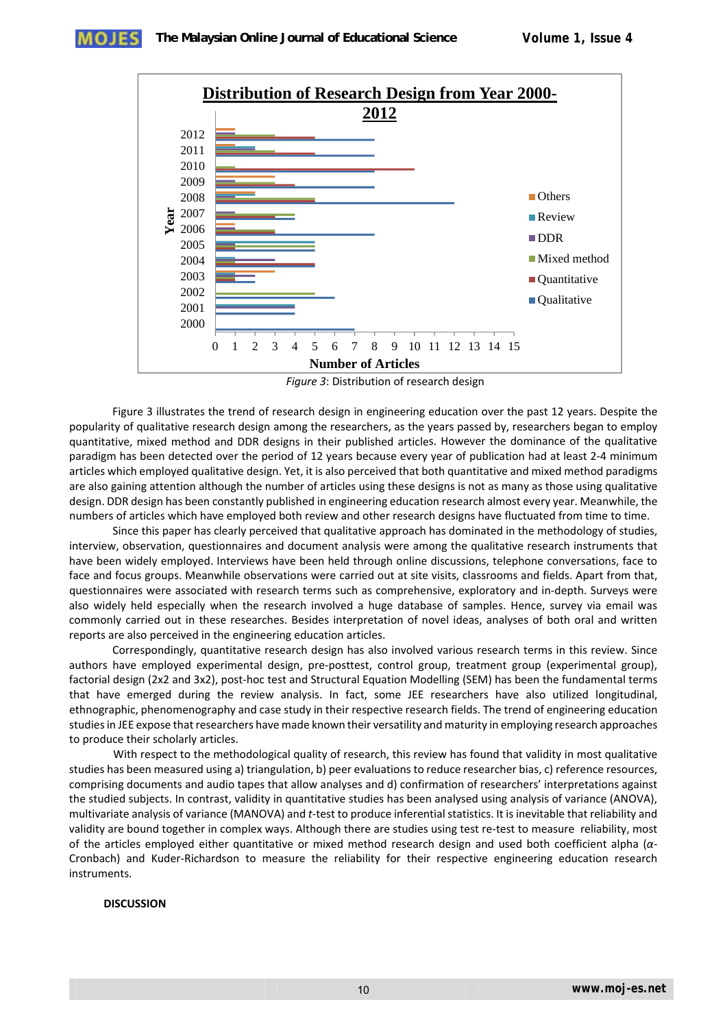*Figure 3*: Distribution of research design

Figure 3 illustrates the trend of research design in engineering education over the past 12 years. Despite the popularity of qualitative research design among the researchers, as the years passed by, researchers began to employ quantitative, mixed method and DDR designs in their published articles. However the dominance of the qualitative paradigm has been detected over the period of 12 years because every year of publication had at least 2-4 minimum articles which employed qualitative design. Yet, it is also perceived that both quantitative and mixed method paradigms are also gaining attention although the number of articles using these designs is not as many as those using qualitative design. DDR design has been constantly published in engineering education research almost every year. Meanwhile, the numbers of articles which have employed both review and other research designs have fluctuated from time to time.

Since this paper has clearly perceived that qualitative approach has dominated in the methodology of studies, interview, observation, questionnaires and document analysis were among the qualitative research instruments that have been widely employed. Interviews have been held through online discussions, telephone conversations, face to face and focus groups. Meanwhile observations were carried out at site visits, classrooms and fields. Apart from that, questionnaires were associated with research terms such as comprehensive, exploratory and in-depth. Surveys were also widely held especially when the research involved a huge database of samples. Hence, survey via email was commonly carried out in these researches. Besides interpretation of novel ideas, analyses of both oral and written reports are also perceived in the engineering education articles.

Correspondingly, quantitative research design has also involved various research terms in this review. Since authors have employed experimental design, pre-posttest, control group, treatment group (experimental group), factorial design (2x2 and 3x2), post-hoc test and Structural Equation Modelling (SEM) has been the fundamental terms that have emerged during the review analysis. In fact, some JEE researchers have also utilized longitudinal, ethnographic, phenomenography and case study in their respective research fields. The trend of engineering education studies in JEE expose that researchers have made known their versatility and maturity in employing research approaches to produce their scholarly articles.

With respect to the methodological quality of research, this review has found that validity in most qualitative studies has been measured using a) triangulation, b) peer evaluations to reduce researcher bias, c) reference resources, comprising documents and audio tapes that allow analyses and d) confirmation of researchers' interpretations against the studied subjects. In contrast, validity in quantitative studies has been analysed using analysis of variance (ANOVA), multivariate analysis of variance (MANOVA) and *t*-test to produce inferential statistics. It is inevitable that reliability and validity are bound together in complex ways. Although there are studies using test re-test to measure reliability, most of the articles employed either quantitative or mixed method research design and used both coefficient alpha ($\alpha$-Cronbach) and Kuder-Richardson to measure the reliability for their respective engineering education research instruments.

## DISCUSSION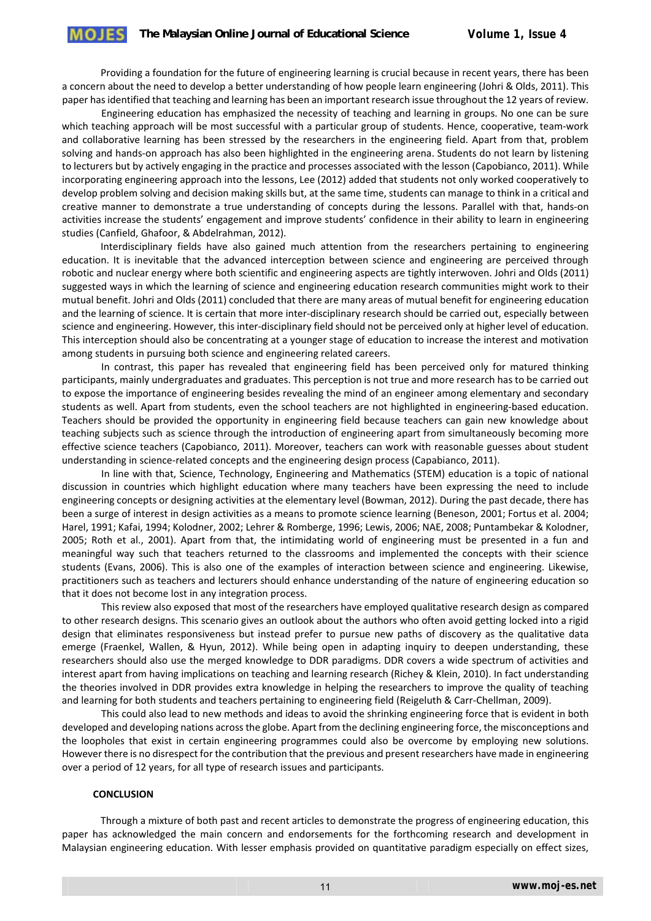Providing a foundation for the future of engineering learning is crucial because in recent years, there has been a concern about the need to develop a better understanding of how people learn engineering (Johri & Olds, 2011). This paper has identified that teaching and learning has been an important research issue throughout the 12 years of review.

Engineering education has emphasized the necessity of teaching and learning in groups. No one can be sure which teaching approach will be most successful with a particular group of students. Hence, cooperative, team-work and collaborative learning has been stressed by the researchers in the engineering field. Apart from that, problem solving and hands-on approach has also been highlighted in the engineering arena. Students do not learn by listening to lecturers but by actively engaging in the practice and processes associated with the lesson (Capobianco, 2011). While incorporating engineering approach into the lessons, Lee (2012) added that students not only worked cooperatively to develop problem solving and decision making skills but, at the same time, students can manage to think in a critical and creative manner to demonstrate a true understanding of concepts during the lessons. Parallel with that, hands-on activities increase the students' engagement and improve students' confidence in their ability to learn in engineering studies (Canfield, Ghafoor, & Abdelrahman, 2012).

Interdisciplinary fields have also gained much attention from the researchers pertaining to engineering education. It is inevitable that the advanced interception between science and engineering are perceived through robotic and nuclear energy where both scientific and engineering aspects are tightly interwoven. Johri and Olds (2011) suggested ways in which the learning of science and engineering education research communities might work to their mutual benefit. Johri and Olds (2011) concluded that there are many areas of mutual benefit for engineering education and the learning of science. It is certain that more inter-disciplinary research should be carried out, especially between science and engineering. However, this inter-disciplinary field should not be perceived only at higher level of education. This interception should also be concentrating at a younger stage of education to increase the interest and motivation among students in pursuing both science and engineering related careers.

In contrast, this paper has revealed that engineering field has been perceived only for matured thinking participants, mainly undergraduates and graduates. This perception is not true and more research has to be carried out to expose the importance of engineering besides revealing the mind of an engineer among elementary and secondary students as well. Apart from students, even the school teachers are not highlighted in engineering-based education. Teachers should be provided the opportunity in engineering field because teachers can gain new knowledge about teaching subjects such as science through the introduction of engineering apart from simultaneously becoming more effective science teachers (Capobianco, 2011). Moreover, teachers can work with reasonable guesses about student understanding in science-related concepts and the engineering design process (Capabianco, 2011).

In line with that, Science, Technology, Engineering and Mathematics (STEM) education is a topic of national discussion in countries which highlight education where many teachers have been expressing the need to include engineering concepts or designing activities at the elementary level (Bowman, 2012). During the past decade, there has been a surge of interest in design activities as a means to promote science learning (Beneson, 2001; Fortus et al. 2004; Harel, 1991; Kafai, 1994; Kolodner, 2002; Lehrer & Romberge, 1996; Lewis, 2006; NAE, 2008; Puntambekar & Kolodner, 2005; Roth et al., 2001). Apart from that, the intimidating world of engineering must be presented in a fun and meaningful way such that teachers returned to the classrooms and implemented the concepts with their science students (Evans, 2006). This is also one of the examples of interaction between science and engineering. Likewise, practitioners such as teachers and lecturers should enhance understanding of the nature of engineering education so that it does not become lost in any integration process.

This review also exposed that most of the researchers have employed qualitative research design as compared to other research designs. This scenario gives an outlook about the authors who often avoid getting locked into a rigid design that eliminates responsiveness but instead prefer to pursue new paths of discovery as the qualitative data emerge (Fraenkel, Wallen, & Hyun, 2012). While being open in adapting inquiry to deepen understanding, these researchers should also use the merged knowledge to DDR paradigms. DDR covers a wide spectrum of activities and interest apart from having implications on teaching and learning research (Richey & Klein, 2010). In fact understanding the theories involved in DDR provides extra knowledge in helping the researchers to improve the quality of teaching and learning for both students and teachers pertaining to engineering field (Reigeluth & Carr-Chellman, 2009).

This could also lead to new methods and ideas to avoid the shrinking engineering force that is evident in both developed and developing nations across the globe. Apart from the declining engineering force, the misconceptions and the loopholes that exist in certain engineering programmes could also be overcome by employing new solutions. However there is no disrespect for the contribution that the previous and present researchers have made in engineering over a period of 12 years, for all type of research issues and participants.

## CONCLUSION

Through a mixture of both past and recent articles to demonstrate the progress of engineering education, this paper has acknowledged the main concern and endorsements for the forthcoming research and development in Malaysian engineering education. With lesser emphasis provided on quantitative paradigm especially on effect sizes,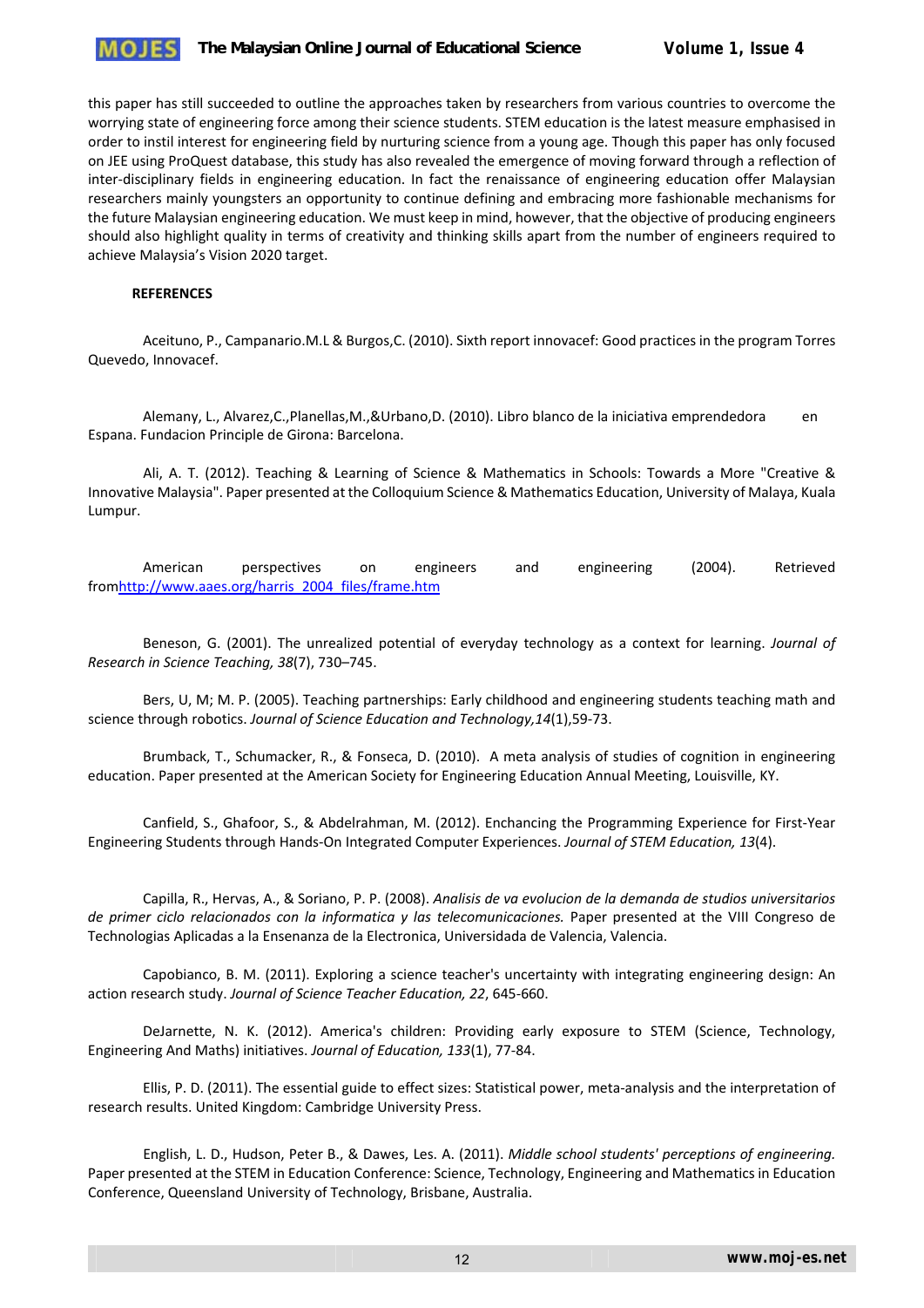this paper has still succeeded to outline the approaches taken by researchers from various countries to overcome the worrying state of engineering force among their science students. STEM education is the latest measure emphasised in order to instil interest for engineering field by nurturing science from a young age. Though this paper has only focused on JEE using ProQuest database, this study has also revealed the emergence of moving forward through a reflection of inter-disciplinary fields in engineering education. In fact the renaissance of engineering education offer Malaysian researchers mainly youngsters an opportunity to continue defining and embracing more fashionable mechanisms for the future Malaysian engineering education. We must keep in mind, however, that the objective of producing engineers should also highlight quality in terms of creativity and thinking skills apart from the number of engineers required to achieve Malaysia's Vision 2020 target.

**REFERENCES**

Aceituno, P., Campanario.M.L & Burgos,C. (2010). Sixth report innovacef: Good practices in the program Torres Quevedo, Innovacef.

Alemany, L., Alvarez,C.,Planellas,M.,&Urbano,D. (2010). Libro blanco de la iniciativa emprendedora en Espana. Fundacion Principle de Girona: Barcelona.

Ali, A. T. (2012). Teaching & Learning of Science & Mathematics in Schools: Towards a More "Creative & Innovative Malaysia". Paper presented at the Colloquium Science & Mathematics Education, University of Malaya, Kuala Lumpur.

American perspectives on engineers and engineering (2004). Retrieved fromhttp://www.aaes.org/harris_2004_files/frame.htm

Beneson, G. (2001). The unrealized potential of everyday technology as a context for learning. *Journal of Research in Science Teaching, 38*(7), 730–745.

Bers, U, M; M. P. (2005). Teaching partnerships: Early childhood and engineering students teaching math and science through robotics. *Journal of Science Education and Technology,14*(1),59-73.

Brumback, T., Schumacker, R., & Fonseca, D. (2010). A meta analysis of studies of cognition in engineering education. Paper presented at the American Society for Engineering Education Annual Meeting, Louisville, KY.

Canfield, S., Ghafoor, S., & Abdelrahman, M. (2012). Enchancing the Programming Experience for First-Year Engineering Students through Hands-On Integrated Computer Experiences. *Journal of STEM Education, 13*(4).

Capilla, R., Hervas, A., & Soriano, P. P. (2008). *Analisis de va evolucion de la demanda de studios universitarios de primer ciclo relacionados con la informatica y las telecomunicaciones.* Paper presented at the VIII Congreso de Technologias Aplicadas a la Ensenanza de la Electronica, Universidada de Valencia, Valencia.

Capobianco, B. M. (2011). Exploring a science teacher's uncertainty with integrating engineering design: An action research study. *Journal of Science Teacher Education, 22*, 645-660.

DeJarnette, N. K. (2012). America's children: Providing early exposure to STEM (Science, Technology, Engineering And Maths) initiatives. *Journal of Education, 133*(1), 77-84.

Ellis, P. D. (2011). The essential guide to effect sizes: Statistical power, meta-analysis and the interpretation of research results. United Kingdom: Cambridge University Press.

English, L. D., Hudson, Peter B., & Dawes, Les. A. (2011). *Middle school students' perceptions of engineering.* Paper presented at the STEM in Education Conference: Science, Technology, Engineering and Mathematics in Education Conference, Queensland University of Technology, Brisbane, Australia.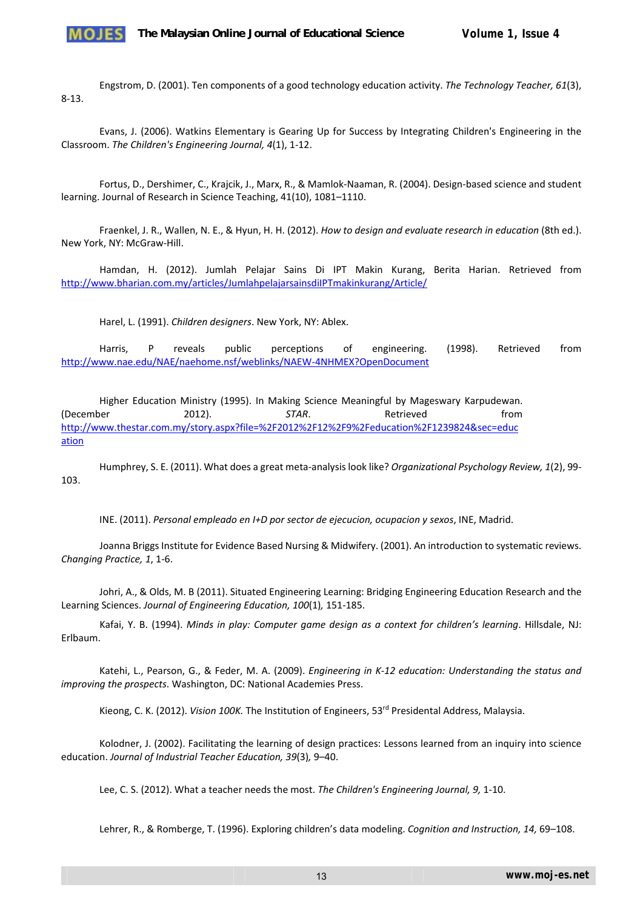Engstrom, D. (2001). Ten components of a good technology education activity. *The Technology Teacher, 61*(3), 8-13.

Evans, J. (2006). Watkins Elementary is Gearing Up for Success by Integrating Children's Engineering in the Classroom. *The Children's Engineering Journal, 4*(1), 1-12.

Fortus, D., Dershimer, C., Krajcik, J., Marx, R., & Mamlok-Naaman, R. (2004). Design-based science and student learning. Journal of Research in Science Teaching, 41(10), 1081–1110.

Fraenkel, J. R., Wallen, N. E., & Hyun, H. H. (2012). *How to design and evaluate research in education* (8th ed.). New York, NY: McGraw-Hill.

Hamdan, H. (2012). Jumlah Pelajar Sains Di IPT Makin Kurang, Berita Harian. Retrieved from http://www.bharian.com.my/articles/JumlahpelajarsainsdiIPTmakinkurang/Article/

Harel, L. (1991). *Children designers*. New York, NY: Ablex.

Harris, P reveals public perceptions of engineering. (1998). Retrieved from http://www.nae.edu/NAE/naehome.nsf/weblinks/NAEW-4NHMEX?OpenDocument

Higher Education Ministry (1995). In Making Science Meaningful by Mageswary Karpudewan. (December 2012). *STAR*. Retrieved from http://www.thestar.com.my/story.aspx?file=%2F2012%2F12%2F9%2Feducation%2F1239824&sec=education

Humphrey, S. E. (2011). What does a great meta-analysis look like? *Organizational Psychology Review, 1*(2), 99-103.

INE. (2011). *Personal empleado en I+D por sector de ejecucion, ocupacion y sexos*, INE, Madrid.

Joanna Briggs Institute for Evidence Based Nursing & Midwifery. (2001). An introduction to systematic reviews. *Changing Practice, 1*, 1-6.

Johri, A., & Olds, M. B (2011). Situated Engineering Learning: Bridging Engineering Education Research and the Learning Sciences. *Journal of Engineering Education, 100*(1), 151-185.

Kafai, Y. B. (1994). *Minds in play: Computer game design as a context for children's learning*. Hillsdale, NJ: Erlbaum.

Katehi, L., Pearson, G., & Feder, M. A. (2009). *Engineering in K-12 education: Understanding the status and improving the prospects*. Washington, DC: National Academies Press.

Kieong, C. K. (2012). *Vision 100K.* The Institution of Engineers, 53rd Presidental Address, Malaysia.

Kolodner, J. (2002). Facilitating the learning of design practices: Lessons learned from an inquiry into science education. *Journal of Industrial Teacher Education, 39*(3), 9–40.

Lee, C. S. (2012). What a teacher needs the most. *The Children's Engineering Journal, 9,* 1-10.

Lehrer, R., & Romberge, T. (1996). Exploring children's data modeling. *Cognition and Instruction, 14,* 69–108.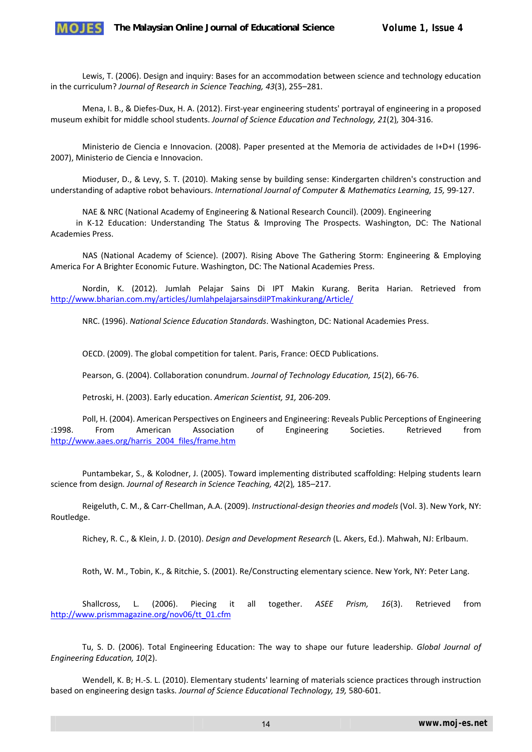Lewis, T. (2006). Design and inquiry: Bases for an accommodation between science and technology education in the curriculum? *Journal of Research in Science Teaching, 43*(3), 255–281.

Mena, I. B., & Diefes-Dux, H. A. (2012). First-year engineering students' portrayal of engineering in a proposed museum exhibit for middle school students. *Journal of Science Education and Technology, 21*(2), 304-316.

Ministerio de Ciencia e Innovacion. (2008). Paper presented at the Memoria de actividades de I+D+I (1996-2007), Ministerio de Ciencia e Innovacion.

Mioduser, D., & Levy, S. T. (2010). Making sense by building sense: Kindergarten children's construction and understanding of adaptive robot behaviours. *International Journal of Computer & Mathematics Learning, 15,* 99-127.

NAE & NRC (National Academy of Engineering & National Research Council). (2009). Engineering in K-12 Education: Understanding The Status & Improving The Prospects. Washington, DC: The National Academies Press.

NAS (National Academy of Science). (2007). Rising Above The Gathering Storm: Engineering & Employing America For A Brighter Economic Future. Washington, DC: The National Academies Press.

Nordin, K. (2012). Jumlah Pelajar Sains Di IPT Makin Kurang. Berita Harian. Retrieved from http://www.bharian.com.my/articles/JumlahpelajarsainsdiIPTmakinkurang/Article/

NRC. (1996). *National Science Education Standards*. Washington, DC: National Academies Press.

OECD. (2009). The global competition for talent. Paris, France: OECD Publications.

Pearson, G. (2004). Collaboration conundrum. *Journal of Technology Education, 15*(2), 66-76.

Petroski, H. (2003). Early education. *American Scientist, 91,* 206-209.

Poll, H. (2004). American Perspectives on Engineers and Engineering: Reveals Public Perceptions of Engineering :1998. From American Association of Engineering Societies. Retrieved from http://www.aaes.org/harris_2004_files/frame.htm

Puntambekar, S., & Kolodner, J. (2005). Toward implementing distributed scaffolding: Helping students learn science from design*. Journal of Research in Science Teaching, 42*(2)*,* 185–217.

Reigeluth, C. M., & Carr-Chellman, A.A. (2009). *Instructional-design theories and models* (Vol. 3). New York, NY: Routledge.

Richey, R. C., & Klein, J. D. (2010). *Design and Development Research* (L. Akers, Ed.). Mahwah, NJ: Erlbaum.

Roth, W. M., Tobin, K., & Ritchie, S. (2001). Re/Constructing elementary science. New York, NY: Peter Lang.

Shallcross, L. (2006). Piecing it all together. *ASEE Prism, 16*(3). Retrieved from http://www.prismmagazine.org/nov06/tt_01.cfm

Tu, S. D. (2006). Total Engineering Education: The way to shape our future leadership. *Global Journal of Engineering Education, 10*(2).

Wendell, K. B; H.-S. L. (2010). Elementary students' learning of materials science practices through instruction based on engineering design tasks. *Journal of Science Educational Technology, 19,* 580-601.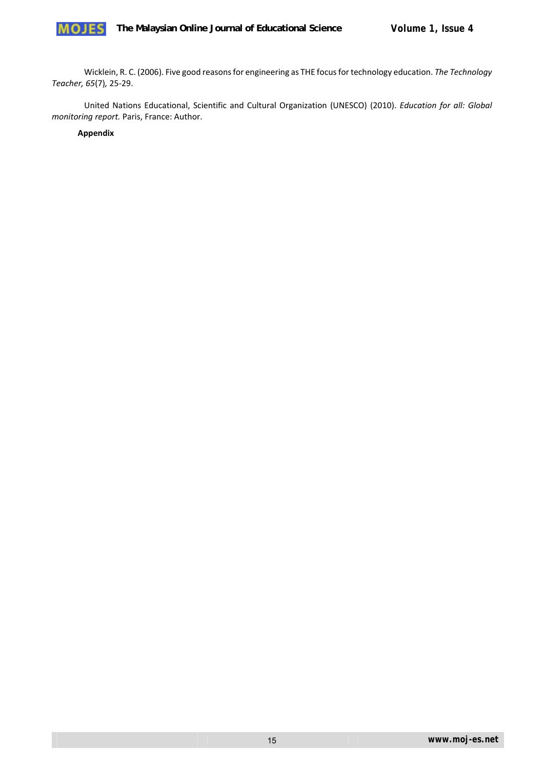Wicklein, R. C. (2006). Five good reasons for engineering as THE focus for technology education. *The Technology Teacher, 65*(7), 25-29.

United Nations Educational, Scientific and Cultural Organization (UNESCO) (2010). *Education for all: Global monitoring report.* Paris, France: Author.

**Appendix**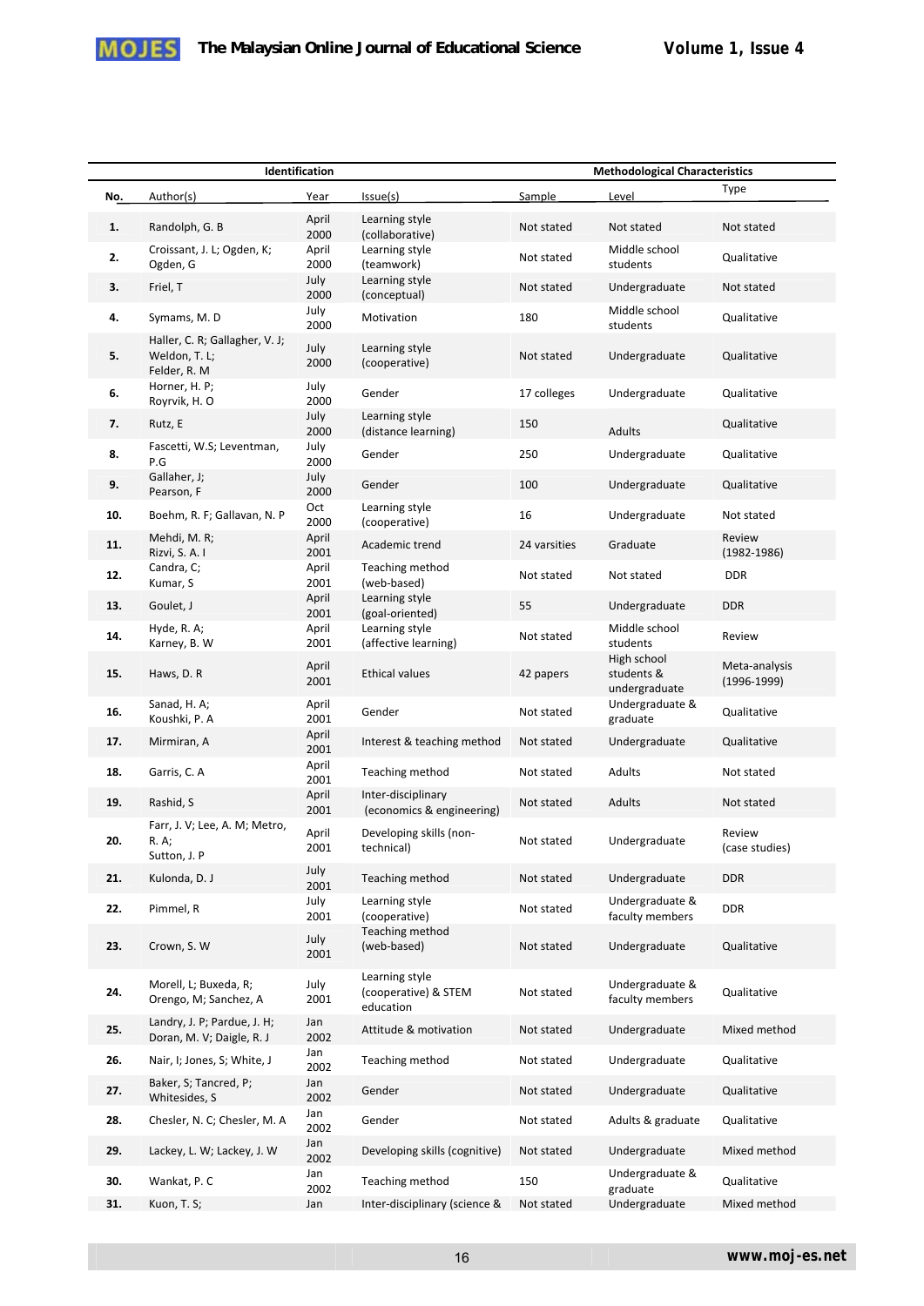| Identification | | | | Methodological Characteristics | | |
|---|---|---|---|---|---|---|
| No. | Author(s) | Year | Issue(s) | Sample | Level | Type |
| 1. | Randolph, G. B | April 2000 | Learning style (collaborative) | Not stated | Not stated | Not stated |
| 2. | Croissant, J. L; Ogden, K; Ogden, G | April 2000 | Learning style (teamwork) | Not stated | Middle school students | Qualitative |
| 3. | Friel, T | July 2000 | Learning style (conceptual) | Not stated | Undergraduate | Not stated |
| 4. | Symams, M. D | July 2000 | Motivation | 180 | Middle school students | Qualitative |
| 5. | Haller, C. R; Gallagher, V. J; Weldon, T. L; Felder, R. M | July 2000 | Learning style (cooperative) | Not stated | Undergraduate | Qualitative |
| 6. | Horner, H. P; Royrvik, H. O | July 2000 | Gender | 17 colleges | Undergraduate | Qualitative |
| 7. | Rutz, E | July 2000 | Learning style (distance learning) | 150 | Adults | Qualitative |
| 8. | Fascetti, W.S; Leventman, P.G | July 2000 | Gender | 250 | Undergraduate | Qualitative |
| 9. | Gallaher, J; Pearson, F | July 2000 | Gender | 100 | Undergraduate | Qualitative |
| 10. | Boehm, R. F; Gallavan, N. P | Oct 2000 | Learning style (cooperative) | 16 | Undergraduate | Not stated |
| 11. | Mehdi, M. R; Rizvi, S. A. I | April 2001 | Academic trend | 24 varsities | Graduate | Review (1982-1986) |
| 12. | Candra, C; Kumar, S | April 2001 | Teaching method (web-based) | Not stated | Not stated | DDR |
| 13. | Goulet, J | April 2001 | Learning style (goal-oriented) | 55 | Undergraduate | DDR |
| 14. | Hyde, R. A; Karney, B. W | April 2001 | Learning style (affective learning) | Not stated | Middle school students | Review |
| 15. | Haws, D. R | April 2001 | Ethical values | 42 papers | High school students & undergraduate | Meta-analysis (1996-1999) |
| 16. | Sanad, H. A; Koushki, P. A | April 2001 | Gender | Not stated | Undergraduate & graduate | Qualitative |
| 17. | Mirmiran, A | April 2001 | Interest & teaching method | Not stated | Undergraduate | Qualitative |
| 18. | Garris, C. A | April 2001 | Teaching method | Not stated | Adults | Not stated |
| 19. | Rashid, S | April 2001 | Inter-disciplinary (economics & engineering) | Not stated | Adults | Not stated |
| 20. | Farr, J. V; Lee, A. M; Metro, R. A; Sutton, J. P | April 2001 | Developing skills (non-technical) | Not stated | Undergraduate | Review (case studies) |
| 21. | Kulonda, D. J | July 2001 | Teaching method | Not stated | Undergraduate | DDR |
| 22. | Pimmel, R | July 2001 | Learning style (cooperative) | Not stated | Undergraduate & faculty members | DDR |
| 23. | Crown, S. W | July 2001 | Teaching method (web-based) | Not stated | Undergraduate | Qualitative |
| 24. | Morell, L; Buxeda, R; Orengo, M; Sanchez, A | July 2001 | Learning style (cooperative) & STEM education | Not stated | Undergraduate & faculty members | Qualitative |
| 25. | Landry, J. P; Pardue, J. H; Doran, M. V; Daigle, R. J | Jan 2002 | Attitude & motivation | Not stated | Undergraduate | Mixed method |
| 26. | Nair, I; Jones, S; White, J | Jan 2002 | Teaching method | Not stated | Undergraduate | Qualitative |
| 27. | Baker, S; Tancred, P; Whitesides, S | Jan 2002 | Gender | Not stated | Undergraduate | Qualitative |
| 28. | Chesler, N. C; Chesler, M. A | Jan 2002 | Gender | Not stated | Adults & graduate | Qualitative |
| 29. | Lackey, L. W; Lackey, J. W | Jan 2002 | Developing skills (cognitive) | Not stated | Undergraduate | Mixed method |
| 30. | Wankat, P. C | Jan 2002 | Teaching method | 150 | Undergraduate & graduate | Qualitative |
| 31. | Kuon, T. S; | Jan | Inter-disciplinary (science & | Not stated | Undergraduate | Mixed method |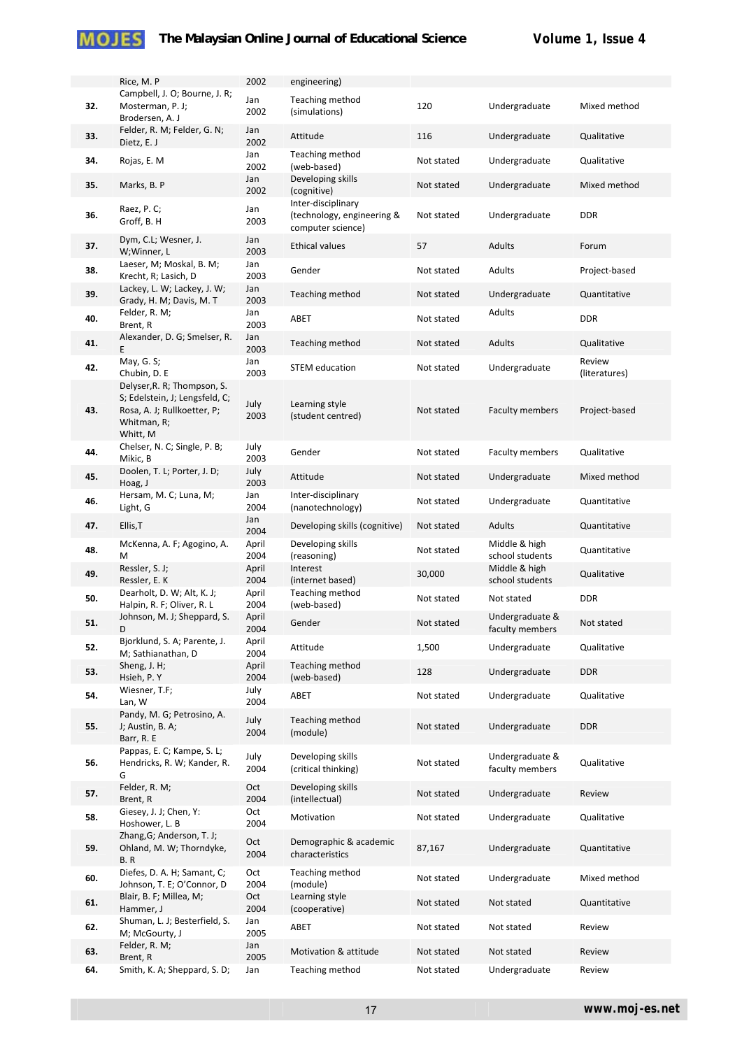| | | | | | | |
|---|---|---|---|---|---|---|
| | Rice, M. P | 2002 | engineering) | | | |
| **32.** | Campbell, J. O; Bourne, J. R; Mosterman, P. J; Brodersen, A. J | Jan 2002 | Teaching method (simulations) | 120 | Undergraduate | Mixed method |
| **33.** | Felder, R. M; Felder, G. N; Dietz, E. J | Jan 2002 | Attitude | 116 | Undergraduate | Qualitative |
| **34.** | Rojas, E. M | Jan 2002 | Teaching method (web-based) | Not stated | Undergraduate | Qualitative |
| **35.** | Marks, B. P | Jan 2002 | Developing skills (cognitive) | Not stated | Undergraduate | Mixed method |
| **36.** | Raez, P. C; Groff, B. H | Jan 2003 | Inter-disciplinary (technology, engineering & computer science) | Not stated | Undergraduate | DDR |
| **37.** | Dym, C.L; Wesner, J. W;Winner, L | Jan 2003 | Ethical values | 57 | Adults | Forum |
| **38.** | Laeser, M; Moskal, B. M; Krecht, R; Lasich, D | Jan 2003 | Gender | Not stated | Adults | Project-based |
| **39.** | Lackey, L. W; Lackey, J. W; Grady, H. M; Davis, M. T | Jan 2003 | Teaching method | Not stated | Undergraduate | Quantitative |
| **40.** | Felder, R. M; Brent, R | Jan 2003 | ABET | Not stated | Adults | DDR |
| **41.** | Alexander, D. G; Smelser, R. E | Jan 2003 | Teaching method | Not stated | Adults | Qualitative |
| **42.** | May, G. S; Chubin, D. E | Jan 2003 | STEM education | Not stated | Undergraduate | Review (literatures) |
| **43.** | Delyser,R. R; Thompson, S. S; Edelstein, J; Lengsfeld, C; Rosa, A. J; Rullkoetter, P; Whitman, R; Whitt, M | July 2003 | Learning style (student centred) | Not stated | Faculty members | Project-based |
| **44.** | Chelser, N. C; Single, P. B; Mikic, B | July 2003 | Gender | Not stated | Faculty members | Qualitative |
| **45.** | Doolen, T. L; Porter, J. D; Hoag, J | July 2003 | Attitude | Not stated | Undergraduate | Mixed method |
| **46.** | Hersam, M. C; Luna, M; Light, G | Jan 2004 | Inter-disciplinary (nanotechnology) | Not stated | Undergraduate | Quantitative |
| **47.** | Ellis,T | Jan 2004 | Developing skills (cognitive) | Not stated | Adults | Quantitative |
| **48.** | McKenna, A. F; Agogino, A. M | April 2004 | Developing skills (reasoning) | Not stated | Middle & high school students | Quantitative |
| **49.** | Ressler, S. J; Ressler, E. K | April 2004 | Interest (internet based) | 30,000 | Middle & high school students | Qualitative |
| **50.** | Dearholt, D. W; Alt, K. J; Halpin, R. F; Oliver, R. L | April 2004 | Teaching method (web-based) | Not stated | Not stated | DDR |
| **51.** | Johnson, M. J; Sheppard, S. D | April 2004 | Gender | Not stated | Undergraduate & faculty members | Not stated |
| **52.** | Bjorklund, S. A; Parente, J. M; Sathianathan, D | April 2004 | Attitude | 1,500 | Undergraduate | Qualitative |
| **53.** | Sheng, J. H; Hsieh, P. Y | April 2004 | Teaching method (web-based) | 128 | Undergraduate | DDR |
| **54.** | Wiesner, T.F; Lan, W | July 2004 | ABET | Not stated | Undergraduate | Qualitative |
| **55.** | Pandy, M. G; Petrosino, A. J; Austin, B. A; Barr, R. E | July 2004 | Teaching method (module) | Not stated | Undergraduate | DDR |
| **56.** | Pappas, E. C; Kampe, S. L; Hendricks, R. W; Kander, R. G | July 2004 | Developing skills (critical thinking) | Not stated | Undergraduate & faculty members | Qualitative |
| **57.** | Felder, R. M; Brent, R | Oct 2004 | Developing skills (intellectual) | Not stated | Undergraduate | Review |
| **58.** | Giesey, J. J; Chen, Y: Hoshower, L. B | Oct 2004 | Motivation | Not stated | Undergraduate | Qualitative |
| **59.** | Zhang,G; Anderson, T. J; Ohland, M. W; Thorndyke, B. R | Oct 2004 | Demographic & academic characteristics | 87,167 | Undergraduate | Quantitative |
| **60.** | Diefes, D. A. H; Samant, C; Johnson, T. E; O'Connor, D | Oct 2004 | Teaching method (module) | Not stated | Undergraduate | Mixed method |
| **61.** | Blair, B. F; Millea, M; Hammer, J | Oct 2004 | Learning style (cooperative) | Not stated | Not stated | Quantitative |
| **62.** | Shuman, L. J; Besterfield, S. M; McGourty, J | Jan 2005 | ABET | Not stated | Not stated | Review |
| **63.** | Felder, R. M; Brent, R | Jan 2005 | Motivation & attitude | Not stated | Not stated | Review |
| **64.** | Smith, K. A; Sheppard, S. D; | Jan | Teaching method | Not stated | Undergraduate | Review |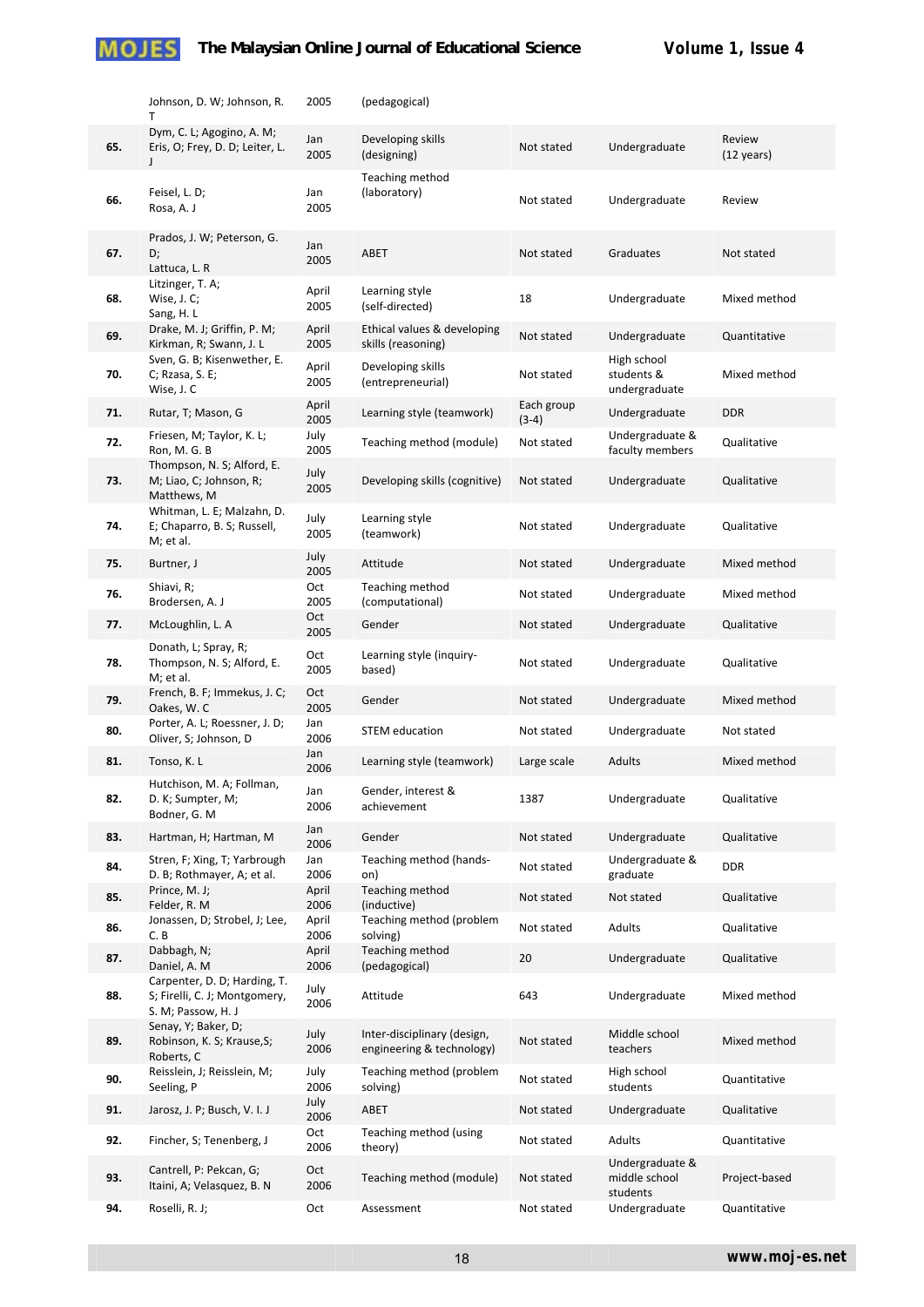|  | Johnson, D. W; Johnson, R. T | 2005 | (pedagogical) |  |  |  |
|---|---|---|---|---|---|---|
| **65.** | Dym, C. L; Agogino, A. M; Eris, O; Frey, D. D; Leiter, L. J | Jan 2005 | Developing skills (designing) | Not stated | Undergraduate | Review (12 years) |
| **66.** | Feisel, L. D; Rosa, A. J | Jan 2005 | Teaching method (laboratory) | Not stated | Undergraduate | Review |
| **67.** | Prados, J. W; Peterson, G. D; Lattuca, L. R | Jan 2005 | ABET | Not stated | Graduates | Not stated |
| **68.** | Litzinger, T. A; Wise, J. C; Sang, H. L | April 2005 | Learning style (self-directed) | 18 | Undergraduate | Mixed method |
| **69.** | Drake, M. J; Griffin, P. M; Kirkman, R; Swann, J. L | April 2005 | Ethical values & developing skills (reasoning) | Not stated | Undergraduate | Quantitative |
| **70.** | Sven, G. B; Kisenwether, E. C; Rzasa, S. E; Wise, J. C | April 2005 | Developing skills (entrepreneurial) | Not stated | High school students & undergraduate | Mixed method |
| **71.** | Rutar, T; Mason, G | April 2005 | Learning style (teamwork) | Each group (3-4) | Undergraduate | DDR |
| **72.** | Friesen, M; Taylor, K. L; Ron, M. G. B | July 2005 | Teaching method (module) | Not stated | Undergraduate & faculty members | Qualitative |
| **73.** | Thompson, N. S; Alford, E. M; Liao, C; Johnson, R; Matthews, M | July 2005 | Developing skills (cognitive) | Not stated | Undergraduate | Qualitative |
| **74.** | Whitman, L. E; Malzahn, D. E; Chaparro, B. S; Russell, M; et al. | July 2005 | Learning style (teamwork) | Not stated | Undergraduate | Qualitative |
| **75.** | Burtner, J | July 2005 | Attitude | Not stated | Undergraduate | Mixed method |
| **76.** | Shiavi, R; Brodersen, A. J | Oct 2005 | Teaching method (computational) | Not stated | Undergraduate | Mixed method |
| **77.** | McLoughlin, L. A | Oct 2005 | Gender | Not stated | Undergraduate | Qualitative |
| **78.** | Donath, L; Spray, R; Thompson, N. S; Alford, E. M; et al. | Oct 2005 | Learning style (inquiry-based) | Not stated | Undergraduate | Qualitative |
| **79.** | French, B. F; Immekus, J. C; Oakes, W. C | Oct 2005 | Gender | Not stated | Undergraduate | Mixed method |
| **80.** | Porter, A. L; Roessner, J. D; Oliver, S; Johnson, D | Jan 2006 | STEM education | Not stated | Undergraduate | Not stated |
| **81.** | Tonso, K. L | Jan 2006 | Learning style (teamwork) | Large scale | Adults | Mixed method |
| **82.** | Hutchison, M. A; Follman, D. K; Sumpter, M; Bodner, G. M | Jan 2006 | Gender, interest & achievement | 1387 | Undergraduate | Qualitative |
| **83.** | Hartman, H; Hartman, M | Jan 2006 | Gender | Not stated | Undergraduate | Qualitative |
| **84.** | Stren, F; Xing, T; Yarbrough D. B; Rothmayer, A; et al. | Jan 2006 | Teaching method (hands-on) | Not stated | Undergraduate & graduate | DDR |
| **85.** | Prince, M. J; Felder, R. M | April 2006 | Teaching method (inductive) | Not stated | Not stated | Qualitative |
| **86.** | Jonassen, D; Strobel, J; Lee, C. B | April 2006 | Teaching method (problem solving) | Not stated | Adults | Qualitative |
| **87.** | Dabbagh, N; Daniel, A. M | April 2006 | Teaching method (pedagogical) | 20 | Undergraduate | Qualitative |
| **88.** | Carpenter, D. D; Harding, T. S; Firelli, C. J; Montgomery, S. M; Passow, H. J | July 2006 | Attitude | 643 | Undergraduate | Mixed method |
| **89.** | Senay, Y; Baker, D; Robinson, K. S; Krause,S; Roberts, C | July 2006 | Inter-disciplinary (design, engineering & technology) | Not stated | Middle school teachers | Mixed method |
| **90.** | Reisslein, J; Reisslein, M; Seeling, P | July 2006 | Teaching method (problem solving) | Not stated | High school students | Quantitative |
| **91.** | Jarosz, J. P; Busch, V. I. J | July 2006 | ABET | Not stated | Undergraduate | Qualitative |
| **92.** | Fincher, S; Tenenberg, J | Oct 2006 | Teaching method (using theory) | Not stated | Adults | Quantitative |
| **93.** | Cantrell, P: Pekcan, G; Itaini, A; Velasquez, B. N | Oct 2006 | Teaching method (module) | Not stated | Undergraduate & middle school students | Project-based |
| **94.** | Roselli, R. J; | Oct | Assessment | Not stated | Undergraduate | Quantitative |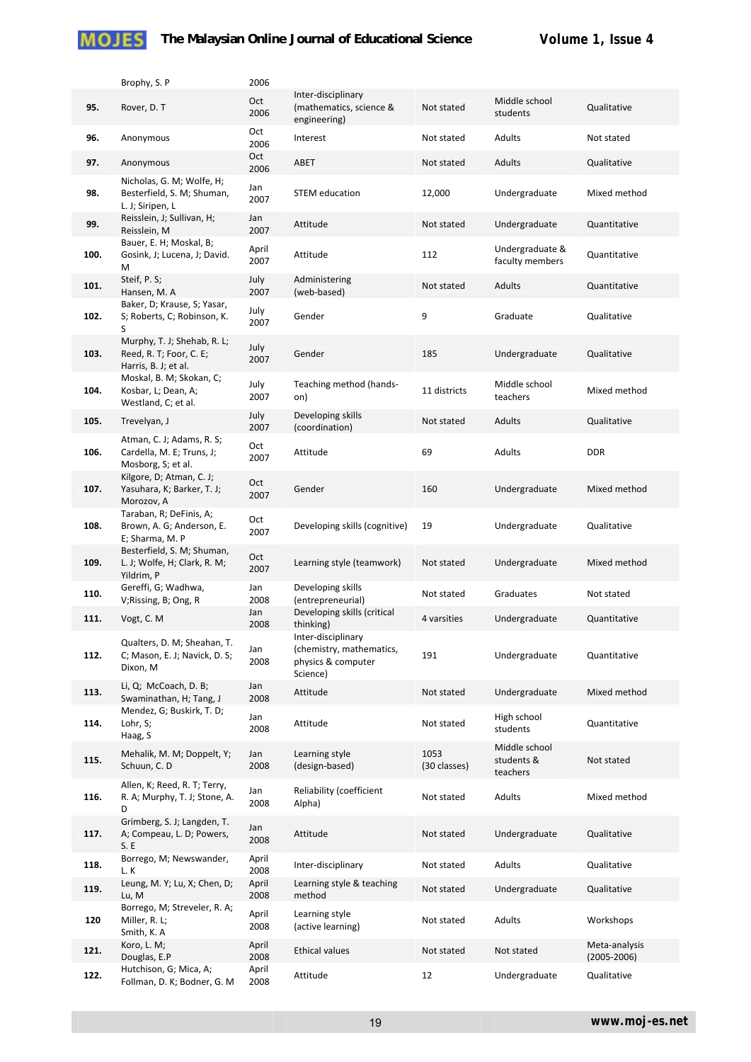| | | | | | | |
|---|---|---|---|---|---|---|
| | Brophy, S. P | 2006 | | | | |
| **95.** | Rover, D. T | Oct 2006 | Inter-disciplinary (mathematics, science & engineering) | Not stated | Middle school students | Qualitative |
| **96.** | Anonymous | Oct 2006 | Interest | Not stated | Adults | Not stated |
| **97.** | Anonymous | Oct 2006 | ABET | Not stated | Adults | Qualitative |
| **98.** | Nicholas, G. M; Wolfe, H; Besterfield, S. M; Shuman, L. J; Siripen, L | Jan 2007 | STEM education | 12,000 | Undergraduate | Mixed method |
| **99.** | Reisslein, J; Sullivan, H; Reisslein, M | Jan 2007 | Attitude | Not stated | Undergraduate | Quantitative |
| **100.** | Bauer, E. H; Moskal, B; Gosink, J; Lucena, J; David. M | April 2007 | Attitude | 112 | Undergraduate & faculty members | Quantitative |
| **101.** | Steif, P. S; Hansen, M. A | July 2007 | Administering (web-based) | Not stated | Adults | Quantitative |
| **102.** | Baker, D; Krause, S; Yasar, S; Roberts, C; Robinson, K. S | July 2007 | Gender | 9 | Graduate | Qualitative |
| **103.** | Murphy, T. J; Shehab, R. L; Reed, R. T; Foor, C. E; Harris, B. J; et al. | July 2007 | Gender | 185 | Undergraduate | Qualitative |
| **104.** | Moskal, B. M; Skokan, C; Kosbar, L; Dean, A; Westland, C; et al. | July 2007 | Teaching method (hands-on) | 11 districts | Middle school teachers | Mixed method |
| **105.** | Trevelyan, J | July 2007 | Developing skills (coordination) | Not stated | Adults | Qualitative |
| **106.** | Atman, C. J; Adams, R. S; Cardella, M. E; Truns, J; Mosborg, S; et al. | Oct 2007 | Attitude | 69 | Adults | DDR |
| **107.** | Kilgore, D; Atman, C. J; Yasuhara, K; Barker, T. J; Morozov, A | Oct 2007 | Gender | 160 | Undergraduate | Mixed method |
| **108.** | Taraban, R; DeFinis, A; Brown, A. G; Anderson, E. E; Sharma, M. P | Oct 2007 | Developing skills (cognitive) | 19 | Undergraduate | Qualitative |
| **109.** | Besterfield, S. M; Shuman, L. J; Wolfe, H; Clark, R. M; Yildrim, P | Oct 2007 | Learning style (teamwork) | Not stated | Undergraduate | Mixed method |
| **110.** | Gereffi, G; Wadhwa, V;Rissing, B; Ong, R | Jan 2008 | Developing skills (entrepreneurial) | Not stated | Graduates | Not stated |
| **111.** | Vogt, C. M | Jan 2008 | Developing skills (critical thinking) | 4 varsities | Undergraduate | Quantitative |
| **112.** | Qualters, D. M; Sheahan, T. C; Mason, E. J; Navick, D. S; Dixon, M | Jan 2008 | Inter-disciplinary (chemistry, mathematics, physics & computer Science) | 191 | Undergraduate | Quantitative |
| **113.** | Li, Q; McCoach, D. B; Swaminathan, H; Tang, J | Jan 2008 | Attitude | Not stated | Undergraduate | Mixed method |
| **114.** | Mendez, G; Buskirk, T. D; Lohr, S; Haag, S | Jan 2008 | Attitude | Not stated | High school students | Quantitative |
| **115.** | Mehalik, M. M; Doppelt, Y; Schuun, C. D | Jan 2008 | Learning style (design-based) | 1053 (30 classes) | Middle school students & teachers | Not stated |
| **116.** | Allen, K; Reed, R. T; Terry, R. A; Murphy, T. J; Stone, A. D | Jan 2008 | Reliability (coefficient Alpha) | Not stated | Adults | Mixed method |
| **117.** | Grimberg, S. J; Langden, T. A; Compeau, L. D; Powers, S. E | Jan 2008 | Attitude | Not stated | Undergraduate | Qualitative |
| **118.** | Borrego, M; Newswander, L. K | April 2008 | Inter-disciplinary | Not stated | Adults | Qualitative |
| **119.** | Leung, M. Y; Lu, X; Chen, D; Lu, M | April 2008 | Learning style & teaching method | Not stated | Undergraduate | Qualitative |
| **120** | Borrego, M; Streveler, R. A; Miller, R. L; Smith, K. A | April 2008 | Learning style (active learning) | Not stated | Adults | Workshops |
| **121.** | Koro, L. M; Douglas, E.P | April 2008 | Ethical values | Not stated | Not stated | Meta-analysis (2005-2006) |
| **122.** | Hutchison, G; Mica, A; Follman, D. K; Bodner, G. M | April 2008 | Attitude | 12 | Undergraduate | Qualitative |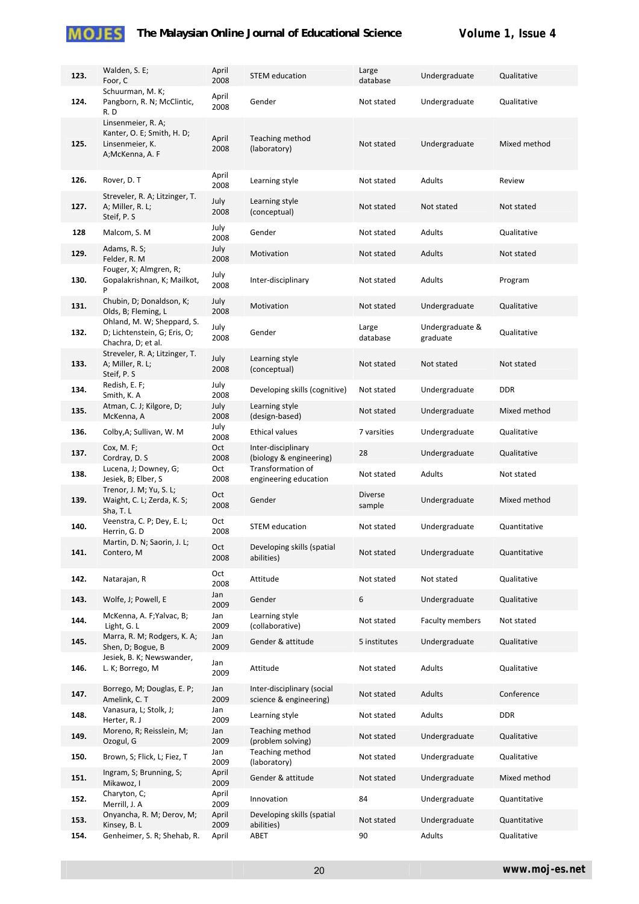| | | | | | | |
|---|---|---|---|---|---|---|
| **123.** | Walden, S. E; Foor, C | April 2008 | STEM education | Large database | Undergraduate | Qualitative |
| **124.** | Schuurman, M. K; Pangborn, R. N; McClintic, R. D | April 2008 | Gender | Not stated | Undergraduate | Qualitative |
| **125.** | Linsenmeier, R. A; Kanter, O. E; Smith, H. D; Linsenmeier, K. A;McKenna, A. F | April 2008 | Teaching method (laboratory) | Not stated | Undergraduate | Mixed method |
| **126.** | Rover, D. T | April 2008 | Learning style | Not stated | Adults | Review |
| **127.** | Streveler, R. A; Litzinger, T. A; Miller, R. L; Steif, P. S | July 2008 | Learning style (conceptual) | Not stated | Not stated | Not stated |
| **128** | Malcom, S. M | July 2008 | Gender | Not stated | Adults | Qualitative |
| **129.** | Adams, R. S; Felder, R. M | July 2008 | Motivation | Not stated | Adults | Not stated |
| **130.** | Fouger, X; Almgren, R; Gopalakrishnan, K; Mailkot, P | July 2008 | Inter-disciplinary | Not stated | Adults | Program |
| **131.** | Chubin, D; Donaldson, K; Olds, B; Fleming, L | July 2008 | Motivation | Not stated | Undergraduate | Qualitative |
| **132.** | Ohland, M. W; Sheppard, S. D; Lichtenstein, G; Eris, O; Chachra, D; et al. | July 2008 | Gender | Large database | Undergraduate & graduate | Qualitative |
| **133.** | Streveler, R. A; Litzinger, T. A; Miller, R. L; Steif, P. S | July 2008 | Learning style (conceptual) | Not stated | Not stated | Not stated |
| **134.** | Redish, E. F; Smith, K. A | July 2008 | Developing skills (cognitive) | Not stated | Undergraduate | DDR |
| **135.** | Atman, C. J; Kilgore, D; McKenna, A | July 2008 | Learning style (design-based) | Not stated | Undergraduate | Mixed method |
| **136.** | Colby,A; Sullivan, W. M | July 2008 | Ethical values | 7 varsities | Undergraduate | Qualitative |
| **137.** | Cox, M. F; Cordray, D. S | Oct 2008 | Inter-disciplinary (biology & engineering) | 28 | Undergraduate | Qualitative |
| **138.** | Lucena, J; Downey, G; Jesiek, B; Elber, S | Oct 2008 | Transformation of engineering education | Not stated | Adults | Not stated |
| **139.** | Trenor, J. M; Yu, S. L; Waight, C. L; Zerda, K. S; Sha, T. L | Oct 2008 | Gender | Diverse sample | Undergraduate | Mixed method |
| **140.** | Veenstra, C. P; Dey, E. L; Herrin, G. D | Oct 2008 | STEM education | Not stated | Undergraduate | Quantitative |
| **141.** | Martin, D. N; Saorin, J. L; Contero, M | Oct 2008 | Developing skills (spatial abilities) | Not stated | Undergraduate | Quantitative |
| **142.** | Natarajan, R | Oct 2008 | Attitude | Not stated | Not stated | Qualitative |
| **143.** | Wolfe, J; Powell, E | Jan 2009 | Gender | 6 | Undergraduate | Qualitative |
| **144.** | McKenna, A. F;Yalvac, B; Light, G. L | Jan 2009 | Learning style (collaborative) | Not stated | Faculty members | Not stated |
| **145.** | Marra, R. M; Rodgers, K. A; Shen, D; Bogue, B | Jan 2009 | Gender & attitude | 5 institutes | Undergraduate | Qualitative |
| **146.** | Jesiek, B. K; Newswander, L. K; Borrego, M | Jan 2009 | Attitude | Not stated | Adults | Qualitative |
| **147.** | Borrego, M; Douglas, E. P; Amelink, C. T | Jan 2009 | Inter-disciplinary (social science & engineering) | Not stated | Adults | Conference |
| **148.** | Vanasura, L; Stolk, J; Herter, R. J | Jan 2009 | Learning style | Not stated | Adults | DDR |
| **149.** | Moreno, R; Reisslein, M; Ozogul, G | Jan 2009 | Teaching method (problem solving) | Not stated | Undergraduate | Qualitative |
| **150.** | Brown, S; Flick, L; Fiez, T | Jan 2009 | Teaching method (laboratory) | Not stated | Undergraduate | Qualitative |
| **151.** | Ingram, S; Brunning, S; Mikawoz, I | April 2009 | Gender & attitude | Not stated | Undergraduate | Mixed method |
| **152.** | Charyton, C; Merrill, J. A | April 2009 | Innovation | 84 | Undergraduate | Quantitative |
| **153.** | Onyancha, R. M; Derov, M; Kinsey, B. L | April 2009 | Developing skills (spatial abilities) | Not stated | Undergraduate | Quantitative |
| **154.** | Genheimer, S. R; Shehab, R. | April | ABET | 90 | Adults | Qualitative |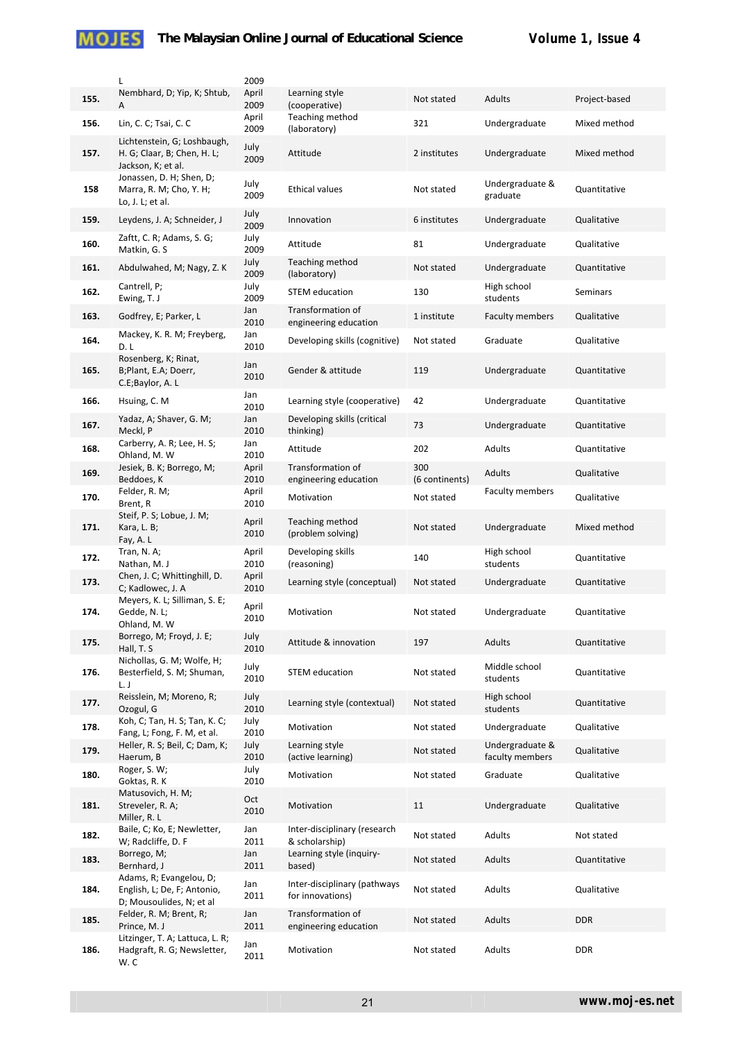| | L | 2009 | | | | |
|---|---|---|---|---|---|---|
| 155. | Nembhard, D; Yip, K; Shtub, A | April 2009 | Learning style (cooperative) | Not stated | Adults | Project-based |
| 156. | Lin, C. C; Tsai, C. C | April 2009 | Teaching method (laboratory) | 321 | Undergraduate | Mixed method |
| 157. | Lichtenstein, G; Loshbaugh, H. G; Claar, B; Chen, H. L; Jackson, K; et al. | July 2009 | Attitude | 2 institutes | Undergraduate | Mixed method |
| 158 | Jonassen, D. H; Shen, D; Marra, R. M; Cho, Y. H; Lo, J. L; et al. | July 2009 | Ethical values | Not stated | Undergraduate & graduate | Quantitative |
| 159. | Leydens, J. A; Schneider, J | July 2009 | Innovation | 6 institutes | Undergraduate | Qualitative |
| 160. | Zafft, C. R; Adams, S. G; Matkin, G. S | July 2009 | Attitude | 81 | Undergraduate | Qualitative |
| 161. | Abdulwahed, M; Nagy, Z. K | July 2009 | Teaching method (laboratory) | Not stated | Undergraduate | Quantitative |
| 162. | Cantrell, P; Ewing, T. J | July 2009 | STEM education | 130 | High school students | Seminars |
| 163. | Godfrey, E; Parker, L | Jan 2010 | Transformation of engineering education | 1 institute | Faculty members | Qualitative |
| 164. | Mackey, K. R. M; Freyberg, D. L | Jan 2010 | Developing skills (cognitive) | Not stated | Graduate | Qualitative |
| 165. | Rosenberg, K; Rinat, B;Plant, E.A; Doerr, C.E;Baylor, A. L | Jan 2010 | Gender & attitude | 119 | Undergraduate | Quantitative |
| 166. | Hsuing, C. M | Jan 2010 | Learning style (cooperative) | 42 | Undergraduate | Quantitative |
| 167. | Yadaz, A; Shaver, G. M; Meckl, P | Jan 2010 | Developing skills (critical thinking) | 73 | Undergraduate | Quantitative |
| 168. | Carberry, A. R; Lee, H. S; Ohland, M. W | Jan 2010 | Attitude | 202 | Adults | Quantitative |
| 169. | Jesiek, B. K; Borrego, M; Beddoes, K | April 2010 | Transformation of engineering education | 300 (6 continents) | Adults | Qualitative |
| 170. | Felder, R. M; Brent, R | April 2010 | Motivation | Not stated | Faculty members | Qualitative |
| 171. | Steif, P. S; Lobue, J. M; Kara, L. B; Fay, A. L | April 2010 | Teaching method (problem solving) | Not stated | Undergraduate | Mixed method |
| 172. | Tran, N. A; Nathan, M. J | April 2010 | Developing skills (reasoning) | 140 | High school students | Quantitative |
| 173. | Chen, J. C; Whittinghill, D. C; Kadlowec, J. A | April 2010 | Learning style (conceptual) | Not stated | Undergraduate | Quantitative |
| 174. | Meyers, K. L; Silliman, S. E; Gedde, N. L; Ohland, M. W | April 2010 | Motivation | Not stated | Undergraduate | Quantitative |
| 175. | Borrego, M; Froyd, J. E; Hall, T. S | July 2010 | Attitude & innovation | 197 | Adults | Quantitative |
| 176. | Nichollas, G. M; Wolfe, H; Besterfield, S. M; Shuman, L. J | July 2010 | STEM education | Not stated | Middle school students | Quantitative |
| 177. | Reisslein, M; Moreno, R; Ozogul, G | July 2010 | Learning style (contextual) | Not stated | High school students | Quantitative |
| 178. | Koh, C; Tan, H. S; Tan, K. C; Fang, L; Fong, F. M, et al. | July 2010 | Motivation | Not stated | Undergraduate | Qualitative |
| 179. | Heller, R. S; Beil, C; Dam, K; Haerum, B | July 2010 | Learning style (active learning) | Not stated | Undergraduate & faculty members | Qualitative |
| 180. | Roger, S. W; Goktas, R. K | July 2010 | Motivation | Not stated | Graduate | Qualitative |
| 181. | Matusovich, H. M; Streveler, R. A; Miller, R. L | Oct 2010 | Motivation | 11 | Undergraduate | Qualitative |
| 182. | Baile, C; Ko, E; Newletter, W; Radcliffe, D. F | Jan 2011 | Inter-disciplinary (research & scholarship) | Not stated | Adults | Not stated |
| 183. | Borrego, M; Bernhard, J | Jan 2011 | Learning style (inquiry-based) | Not stated | Adults | Quantitative |
| 184. | Adams, R; Evangelou, D; English, L; De, F; Antonio, D; Mousoulides, N; et al | Jan 2011 | Inter-disciplinary (pathways for innovations) | Not stated | Adults | Qualitative |
| 185. | Felder, R. M; Brent, R; Prince, M. J | Jan 2011 | Transformation of engineering education | Not stated | Adults | DDR |
| 186. | Litzinger, T. A; Lattuca, L. R; Hadgraft, R. G; Newsletter, W. C | Jan 2011 | Motivation | Not stated | Adults | DDR |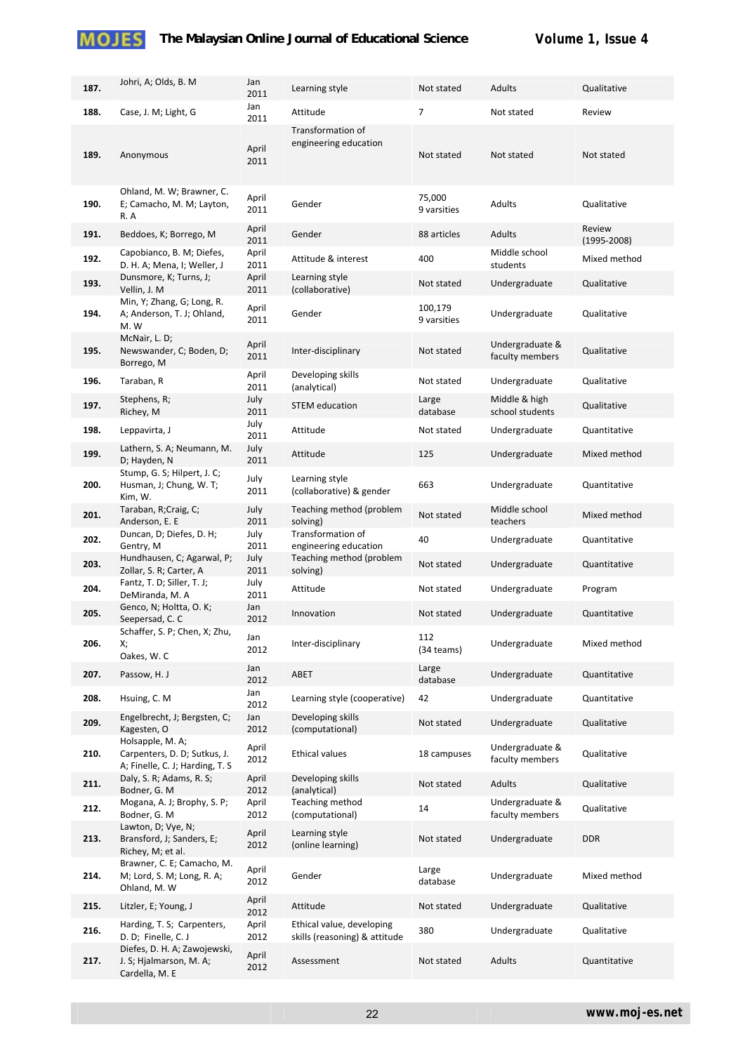| | | | | | | |
|---|---|---|---|---|---|---|
| **187.** | Johri, A; Olds, B. M | Jan 2011 | Learning style | Not stated | Adults | Qualitative |
| **188.** | Case, J. M; Light, G | Jan 2011 | Attitude | 7 | Not stated | Review |
| **189.** | Anonymous | April 2011 | Transformation of engineering education | Not stated | Not stated | Not stated |
| **190.** | Ohland, M. W; Brawner, C. E; Camacho, M. M; Layton, R. A | April 2011 | Gender | 75,000 9 varsities | Adults | Qualitative |
| **191.** | Beddoes, K; Borrego, M | April 2011 | Gender | 88 articles | Adults | Review (1995-2008) |
| **192.** | Capobianco, B. M; Diefes, D. H. A; Mena, I; Weller, J | April 2011 | Attitude & interest | 400 | Middle school students | Mixed method |
| **193.** | Dunsmore, K; Turns, J; Vellin, J. M | April 2011 | Learning style (collaborative) | Not stated | Undergraduate | Qualitative |
| **194.** | Min, Y; Zhang, G; Long, R. A; Anderson, T. J; Ohland, M. W | April 2011 | Gender | 100,179 9 varsities | Undergraduate | Qualitative |
| **195.** | McNair, L. D; Newswander, C; Boden, D; Borrego, M | April 2011 | Inter-disciplinary | Not stated | Undergraduate & faculty members | Qualitative |
| **196.** | Taraban, R | April 2011 | Developing skills (analytical) | Not stated | Undergraduate | Qualitative |
| **197.** | Stephens, R; Richey, M | July 2011 | STEM education | Large database | Middle & high school students | Qualitative |
| **198.** | Leppavirta, J | July 2011 | Attitude | Not stated | Undergraduate | Quantitative |
| **199.** | Lathern, S. A; Neumann, M. D; Hayden, N | July 2011 | Attitude | 125 | Undergraduate | Mixed method |
| **200.** | Stump, G. S; Hilpert, J. C; Husman, J; Chung, W. T; Kim, W. | July 2011 | Learning style (collaborative) & gender | 663 | Undergraduate | Quantitative |
| **201.** | Taraban, R;Craig, C; Anderson, E. E | July 2011 | Teaching method (problem solving) | Not stated | Middle school teachers | Mixed method |
| **202.** | Duncan, D; Diefes, D. H; Gentry, M | July 2011 | Transformation of engineering education | 40 | Undergraduate | Quantitative |
| **203.** | Hundhausen, C; Agarwal, P; Zollar, S. R; Carter, A | July 2011 | Teaching method (problem solving) | Not stated | Undergraduate | Quantitative |
| **204.** | Fantz, T. D; Siller, T. J; DeMiranda, M. A | July 2011 | Attitude | Not stated | Undergraduate | Program |
| **205.** | Genco, N; Holtta, O. K; Seepersad, C. C | Jan 2012 | Innovation | Not stated | Undergraduate | Quantitative |
| **206.** | Schaffer, S. P; Chen, X; Zhu, X; Oakes, W. C | Jan 2012 | Inter-disciplinary | 112 (34 teams) | Undergraduate | Mixed method |
| **207.** | Passow, H. J | Jan 2012 | ABET | Large database | Undergraduate | Quantitative |
| **208.** | Hsuing, C. M | Jan 2012 | Learning style (cooperative) | 42 | Undergraduate | Quantitative |
| **209.** | Engelbrecht, J; Bergsten, C; Kagesten, O | Jan 2012 | Developing skills (computational) | Not stated | Undergraduate | Qualitative |
| **210.** | Holsapple, M. A; Carpenters, D. D; Sutkus, J. A; Finelle, C. J; Harding, T. S | April 2012 | Ethical values | 18 campuses | Undergraduate & faculty members | Qualitative |
| **211.** | Daly, S. R; Adams, R. S; Bodner, G. M | April 2012 | Developing skills (analytical) | Not stated | Adults | Qualitative |
| **212.** | Mogana, A. J; Brophy, S. P; Bodner, G. M | April 2012 | Teaching method (computational) | 14 | Undergraduate & faculty members | Qualitative |
| **213.** | Lawton, D; Vye, N; Bransford, J; Sanders, E; Richey, M; et al. | April 2012 | Learning style (online learning) | Not stated | Undergraduate | DDR |
| **214.** | Brawner, C. E; Camacho, M. M; Lord, S. M; Long, R. A; Ohland, M. W | April 2012 | Gender | Large database | Undergraduate | Mixed method |
| **215.** | Litzler, E; Young, J | April 2012 | Attitude | Not stated | Undergraduate | Qualitative |
| **216.** | Harding, T. S; Carpenters, D. D; Finelle, C. J | April 2012 | Ethical value, developing skills (reasoning) & attitude | 380 | Undergraduate | Qualitative |
| **217.** | Diefes, D. H. A; Zawojewski, J. S; Hjalmarson, M. A; Cardella, M. E | April 2012 | Assessment | Not stated | Adults | Quantitative |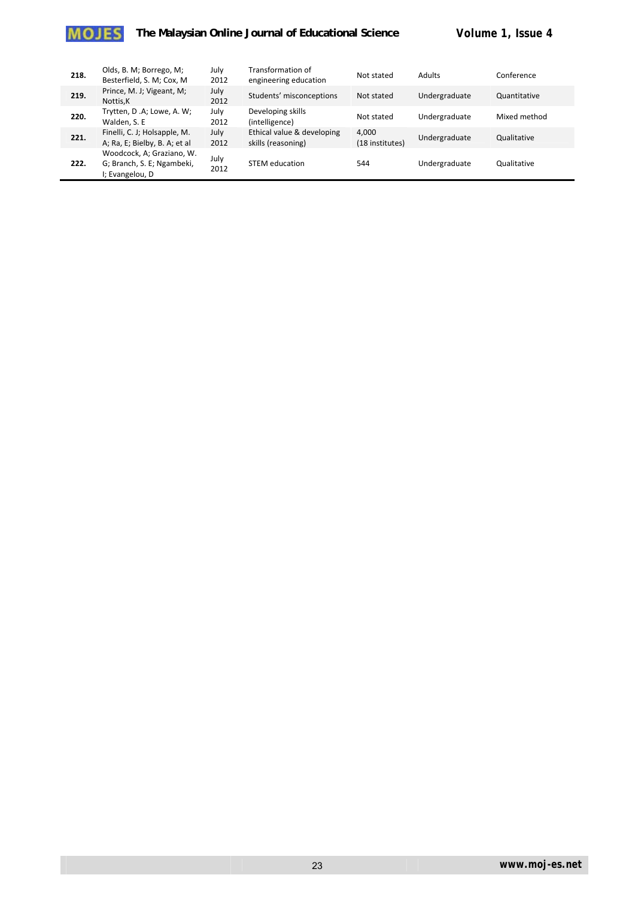| | | | | | | |
|---|---|---|---|---|---|---|
| **218.** | Olds, B. M; Borrego, M; Besterfield, S. M; Cox, M | July 2012 | Transformation of engineering education | Not stated | Adults | Conference |
| **219.** | Prince, M. J; Vigeant, M; Nottis,K | July 2012 | Students' misconceptions | Not stated | Undergraduate | Quantitative |
| **220.** | Trytten, D .A; Lowe, A. W; Walden, S. E | July 2012 | Developing skills (intelligence) | Not stated | Undergraduate | Mixed method |
| **221.** | Finelli, C. J; Holsapple, M. A; Ra, E; Bielby, B. A; et al | July 2012 | Ethical value & developing skills (reasoning) | 4,000 (18 institutes) | Undergraduate | Qualitative |
| **222.** | Woodcock, A; Graziano, W. G; Branch, S. E; Ngambeki, I; Evangelou, D | July 2012 | STEM education | 544 | Undergraduate | Qualitative |